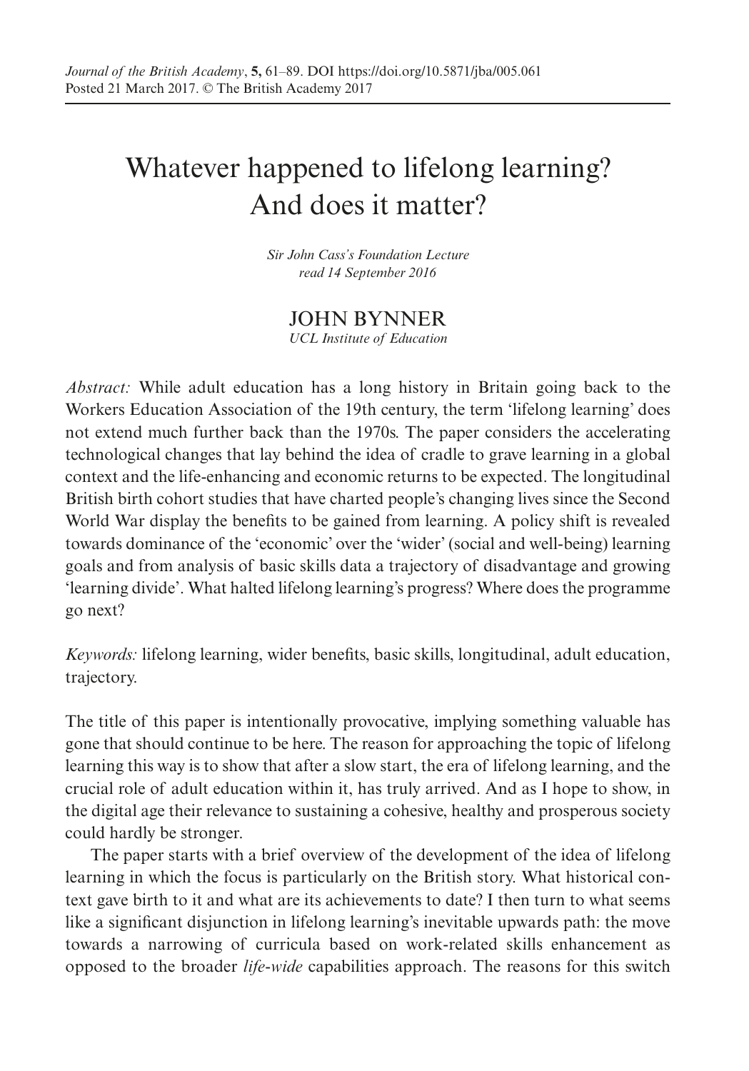# Whatever happened to lifelong learning? And does it matter?

*Sir John Cass's Foundation Lecture*
*read 14 September 2016*

JOHN BYNNER
*UCL Institute of Education*

*Abstract:* While adult education has a long history in Britain going back to the Workers Education Association of the 19th century, the term 'lifelong learning' does not extend much further back than the 1970s. The paper considers the accelerating technological changes that lay behind the idea of cradle to grave learning in a global context and the life-enhancing and economic returns to be expected. The longitudinal British birth cohort studies that have charted people's changing lives since the Second World War display the benefits to be gained from learning. A policy shift is revealed towards dominance of the 'economic' over the 'wider' (social and well-being) learning goals and from analysis of basic skills data a trajectory of disadvantage and growing 'learning divide'. What halted lifelong learning's progress? Where does the programme go next?

*Keywords:* lifelong learning, wider benefits, basic skills, longitudinal, adult education, trajectory.

The title of this paper is intentionally provocative, implying something valuable has gone that should continue to be here. The reason for approaching the topic of lifelong learning this way is to show that after a slow start, the era of lifelong learning, and the crucial role of adult education within it, has truly arrived. And as I hope to show, in the digital age their relevance to sustaining a cohesive, healthy and prosperous society could hardly be stronger.

The paper starts with a brief overview of the development of the idea of lifelong learning in which the focus is particularly on the British story. What historical context gave birth to it and what are its achievements to date? I then turn to what seems like a significant disjunction in lifelong learning's inevitable upwards path: the move towards a narrowing of curricula based on work-related skills enhancement as opposed to the broader *life-wide* capabilities approach. The reasons for this switch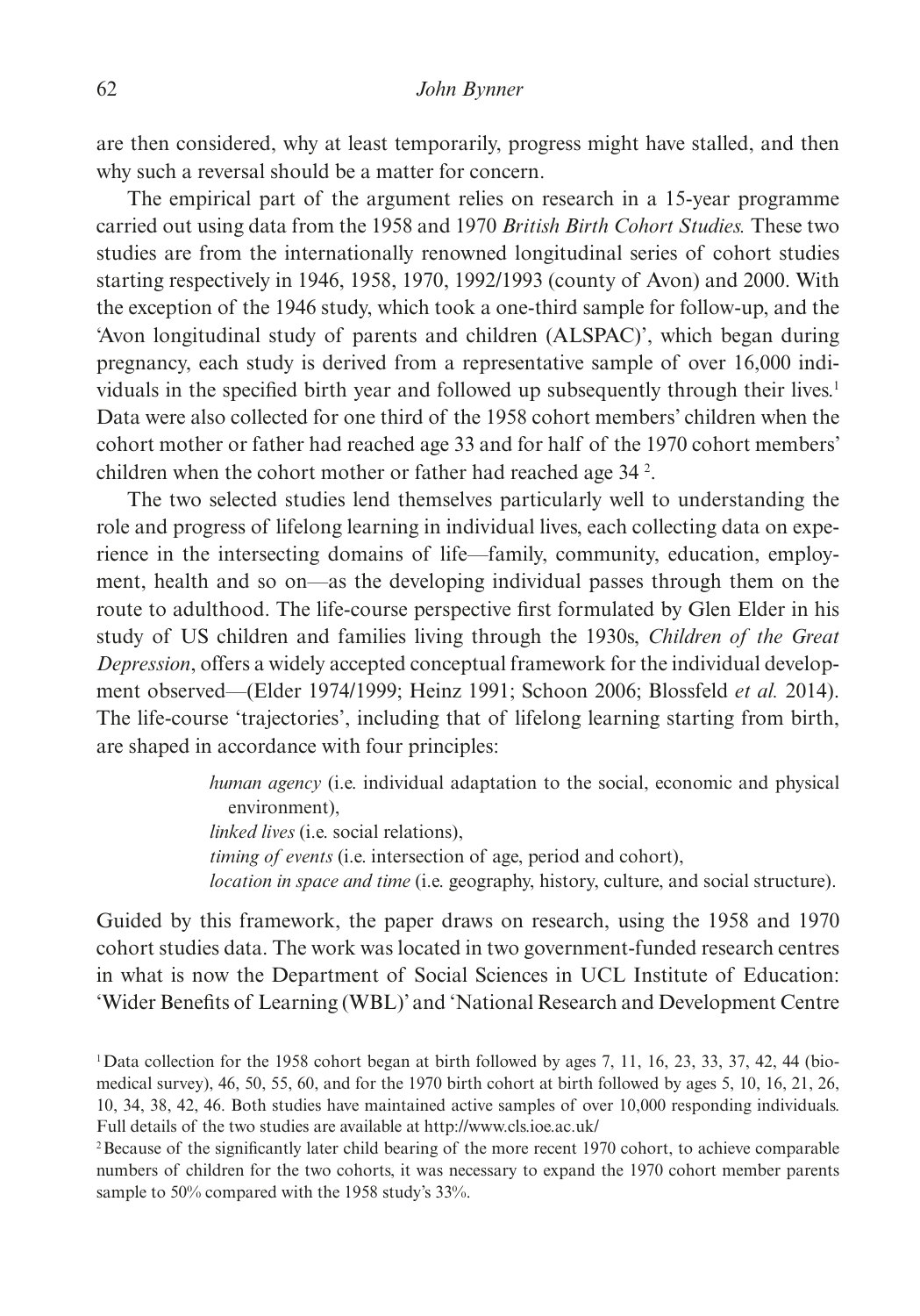are then considered, why at least temporarily, progress might have stalled, and then why such a reversal should be a matter for concern.

The empirical part of the argument relies on research in a 15-year programme carried out using data from the 1958 and 1970 *British Birth Cohort Studies.* These two studies are from the internationally renowned longitudinal series of cohort studies starting respectively in 1946, 1958, 1970, 1992/1993 (county of Avon) and 2000. With the exception of the 1946 study, which took a one-third sample for follow-up, and the 'Avon longitudinal study of parents and children (ALSPAC)', which began during pregnancy, each study is derived from a representative sample of over 16,000 individuals in the specified birth year and followed up subsequently through their lives.[1] Data were also collected for one third of the 1958 cohort members' children when the cohort mother or father had reached age 33 and for half of the 1970 cohort members' children when the cohort mother or father had reached age 34 [2].

The two selected studies lend themselves particularly well to understanding the role and progress of lifelong learning in individual lives, each collecting data on experience in the intersecting domains of life—family, community, education, employment, health and so on—as the developing individual passes through them on the route to adulthood. The life-course perspective first formulated by Glen Elder in his study of US children and families living through the 1930s, *Children of the Great Depression*, offers a widely accepted conceptual framework for the individual development observed—(Elder 1974/1999; Heinz 1991; Schoon 2006; Blossfeld *et al.* 2014). The life-course 'trajectories', including that of lifelong learning starting from birth, are shaped in accordance with four principles:

> *human agency* (i.e. individual adaptation to the social, economic and physical environment),
> *linked lives* (i.e. social relations),
> *timing of events* (i.e. intersection of age, period and cohort),
> *location in space and time* (i.e. geography, history, culture, and social structure).

Guided by this framework, the paper draws on research, using the 1958 and 1970 cohort studies data. The work was located in two government-funded research centres in what is now the Department of Social Sciences in UCL Institute of Education: 'Wider Benefits of Learning (WBL)' and 'National Research and Development Centre

[1] Data collection for the 1958 cohort began at birth followed by ages 7, 11, 16, 23, 33, 37, 42, 44 (biomedical survey), 46, 50, 55, 60, and for the 1970 birth cohort at birth followed by ages 5, 10, 16, 21, 26, 10, 34, 38, 42, 46. Both studies have maintained active samples of over 10,000 responding individuals. Full details of the two studies are available at http://www.cls.ioe.ac.uk/

[2] Because of the significantly later child bearing of the more recent 1970 cohort, to achieve comparable numbers of children for the two cohorts, it was necessary to expand the 1970 cohort member parents sample to 50% compared with the 1958 study's 33%.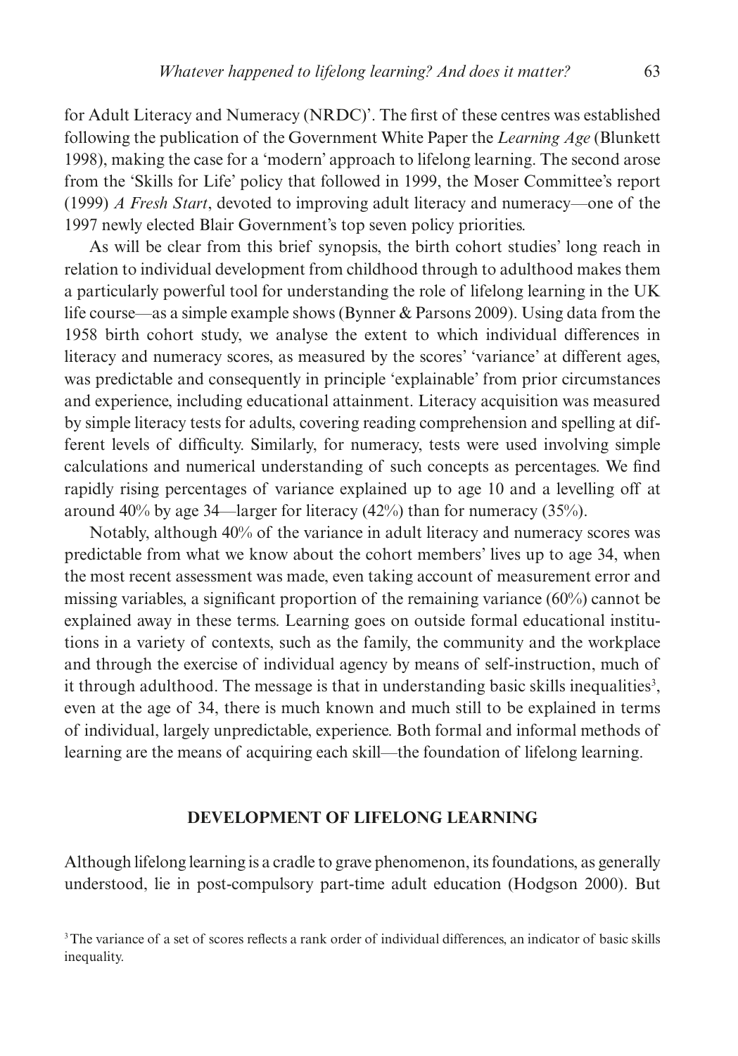for Adult Literacy and Numeracy (NRDC)'. The first of these centres was established following the publication of the Government White Paper the *Learning Age* (Blunkett 1998), making the case for a 'modern' approach to lifelong learning. The second arose from the 'Skills for Life' policy that followed in 1999, the Moser Committee's report (1999) *A Fresh Start*, devoted to improving adult literacy and numeracy—one of the 1997 newly elected Blair Government's top seven policy priorities.

As will be clear from this brief synopsis, the birth cohort studies' long reach in relation to individual development from childhood through to adulthood makes them a particularly powerful tool for understanding the role of lifelong learning in the UK life course—as a simple example shows (Bynner & Parsons 2009). Using data from the 1958 birth cohort study, we analyse the extent to which individual differences in literacy and numeracy scores, as measured by the scores' 'variance' at different ages, was predictable and consequently in principle 'explainable' from prior circumstances and experience, including educational attainment. Literacy acquisition was measured by simple literacy tests for adults, covering reading comprehension and spelling at different levels of difficulty. Similarly, for numeracy, tests were used involving simple calculations and numerical understanding of such concepts as percentages. We find rapidly rising percentages of variance explained up to age 10 and a levelling off at around 40% by age 34—larger for literacy (42%) than for numeracy (35%).

Notably, although 40% of the variance in adult literacy and numeracy scores was predictable from what we know about the cohort members' lives up to age 34, when the most recent assessment was made, even taking account of measurement error and missing variables, a significant proportion of the remaining variance (60%) cannot be explained away in these terms. Learning goes on outside formal educational institutions in a variety of contexts, such as the family, the community and the workplace and through the exercise of individual agency by means of self-instruction, much of it through adulthood. The message is that in understanding basic skills inequalities[3], even at the age of 34, there is much known and much still to be explained in terms of individual, largely unpredictable, experience. Both formal and informal methods of learning are the means of acquiring each skill—the foundation of lifelong learning.

## DEVELOPMENT OF LIFELONG LEARNING

Although lifelong learning is a cradle to grave phenomenon, its foundations, as generally understood, lie in post-compulsory part-time adult education (Hodgson 2000). But

[3] The variance of a set of scores reflects a rank order of individual differences, an indicator of basic skills inequality.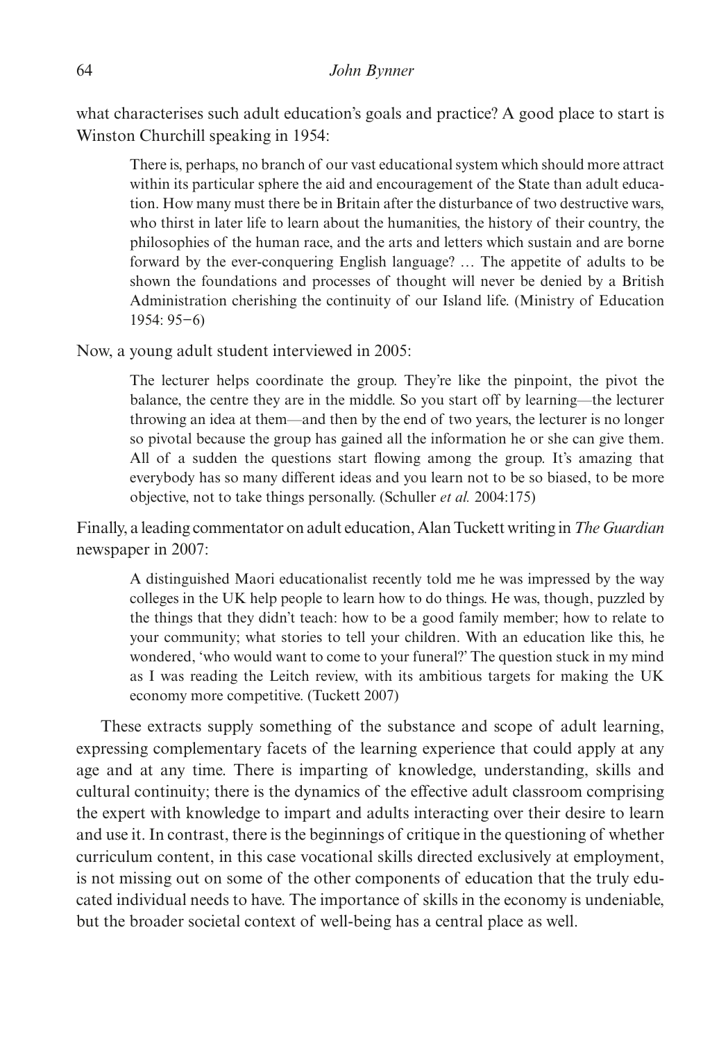what characterises such adult education's goals and practice? A good place to start is Winston Churchill speaking in 1954:

> There is, perhaps, no branch of our vast educational system which should more attract within its particular sphere the aid and encouragement of the State than adult education. How many must there be in Britain after the disturbance of two destructive wars, who thirst in later life to learn about the humanities, the history of their country, the philosophies of the human race, and the arts and letters which sustain and are borne forward by the ever-conquering English language? … The appetite of adults to be shown the foundations and processes of thought will never be denied by a British Administration cherishing the continuity of our Island life. (Ministry of Education 1954: 95–6)

Now, a young adult student interviewed in 2005:

> The lecturer helps coordinate the group. They're like the pinpoint, the pivot the balance, the centre they are in the middle. So you start off by learning—the lecturer throwing an idea at them—and then by the end of two years, the lecturer is no longer so pivotal because the group has gained all the information he or she can give them. All of a sudden the questions start flowing among the group. It's amazing that everybody has so many different ideas and you learn not to be so biased, to be more objective, not to take things personally. (Schuller *et al.* 2004:175)

Finally, a leading commentator on adult education, Alan Tuckett writing in *The Guardian* newspaper in 2007:

> A distinguished Maori educationalist recently told me he was impressed by the way colleges in the UK help people to learn how to do things. He was, though, puzzled by the things that they didn't teach: how to be a good family member; how to relate to your community; what stories to tell your children. With an education like this, he wondered, 'who would want to come to your funeral?' The question stuck in my mind as I was reading the Leitch review, with its ambitious targets for making the UK economy more competitive. (Tuckett 2007)

These extracts supply something of the substance and scope of adult learning, expressing complementary facets of the learning experience that could apply at any age and at any time. There is imparting of knowledge, understanding, skills and cultural continuity; there is the dynamics of the effective adult classroom comprising the expert with knowledge to impart and adults interacting over their desire to learn and use it. In contrast, there is the beginnings of critique in the questioning of whether curriculum content, in this case vocational skills directed exclusively at employment, is not missing out on some of the other components of education that the truly educated individual needs to have. The importance of skills in the economy is undeniable, but the broader societal context of well-being has a central place as well.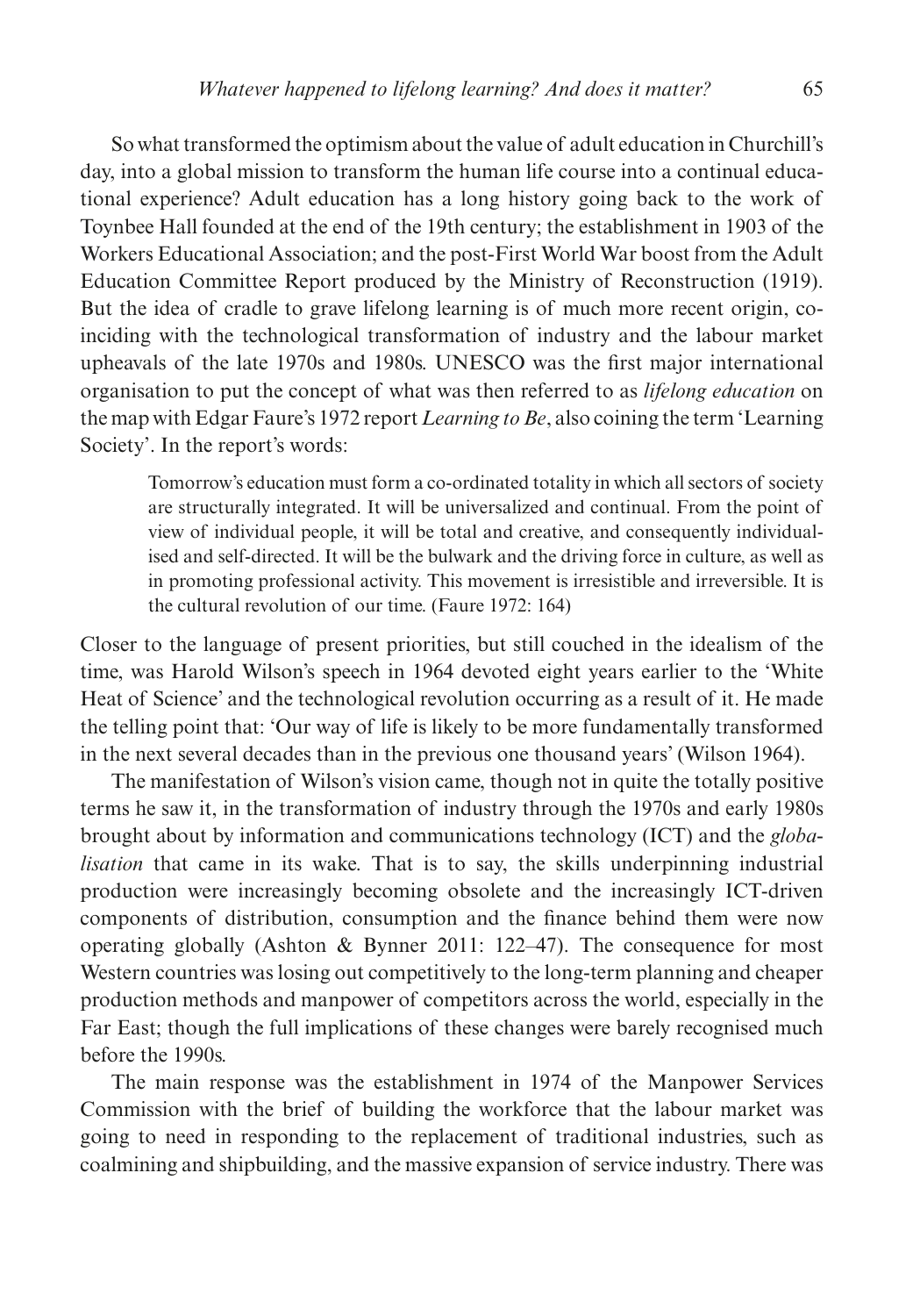So what transformed the optimism about the value of adult education in Churchill's day, into a global mission to transform the human life course into a continual educational experience? Adult education has a long history going back to the work of Toynbee Hall founded at the end of the 19th century; the establishment in 1903 of the Workers Educational Association; and the post-First World War boost from the Adult Education Committee Report produced by the Ministry of Reconstruction (1919). But the idea of cradle to grave lifelong learning is of much more recent origin, coinciding with the technological transformation of industry and the labour market upheavals of the late 1970s and 1980s. UNESCO was the first major international organisation to put the concept of what was then referred to as *lifelong education* on the map with Edgar Faure's 1972 report *Learning to Be*, also coining the term 'Learning Society'. In the report's words:

> Tomorrow's education must form a co-ordinated totality in which all sectors of society are structurally integrated. It will be universalized and continual. From the point of view of individual people, it will be total and creative, and consequently individualised and self-directed. It will be the bulwark and the driving force in culture, as well as in promoting professional activity. This movement is irresistible and irreversible. It is the cultural revolution of our time. (Faure 1972: 164)

Closer to the language of present priorities, but still couched in the idealism of the time, was Harold Wilson's speech in 1964 devoted eight years earlier to the 'White Heat of Science' and the technological revolution occurring as a result of it. He made the telling point that: 'Our way of life is likely to be more fundamentally transformed in the next several decades than in the previous one thousand years' (Wilson 1964).

The manifestation of Wilson's vision came, though not in quite the totally positive terms he saw it, in the transformation of industry through the 1970s and early 1980s brought about by information and communications technology (ICT) and the *globalisation* that came in its wake. That is to say, the skills underpinning industrial production were increasingly becoming obsolete and the increasingly ICT-driven components of distribution, consumption and the finance behind them were now operating globally (Ashton & Bynner 2011: 122–47). The consequence for most Western countries was losing out competitively to the long-term planning and cheaper production methods and manpower of competitors across the world, especially in the Far East; though the full implications of these changes were barely recognised much before the 1990s.

The main response was the establishment in 1974 of the Manpower Services Commission with the brief of building the workforce that the labour market was going to need in responding to the replacement of traditional industries, such as coalmining and shipbuilding, and the massive expansion of service industry. There was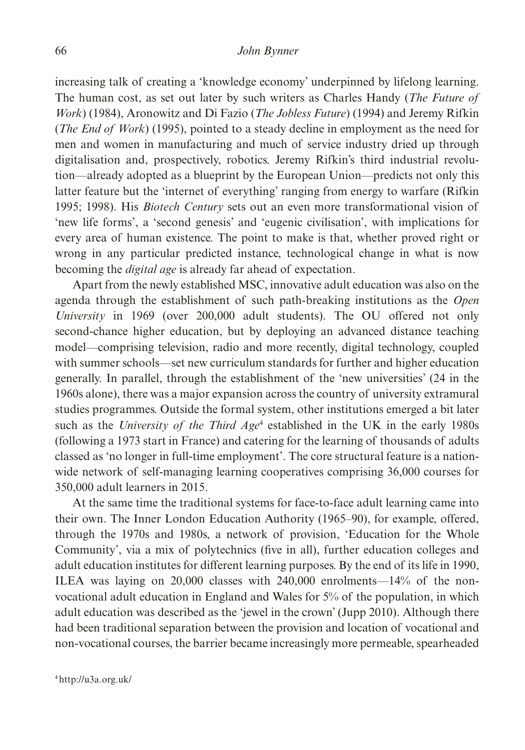increasing talk of creating a 'knowledge economy' underpinned by lifelong learning. The human cost, as set out later by such writers as Charles Handy (*The Future of Work*) (1984), Aronowitz and Di Fazio (*The Jobless Future*) (1994) and Jeremy Rifkin (*The End of Work*) (1995), pointed to a steady decline in employment as the need for men and women in manufacturing and much of service industry dried up through digitalisation and, prospectively, robotics. Jeremy Rifkin's third industrial revolution—already adopted as a blueprint by the European Union—predicts not only this latter feature but the 'internet of everything' ranging from energy to warfare (Rifkin 1995; 1998). His *Biotech Century* sets out an even more transformational vision of 'new life forms', a 'second genesis' and 'eugenic civilisation', with implications for every area of human existence. The point to make is that, whether proved right or wrong in any particular predicted instance, technological change in what is now becoming the *digital age* is already far ahead of expectation.

Apart from the newly established MSC, innovative adult education was also on the agenda through the establishment of such path-breaking institutions as the *Open University* in 1969 (over 200,000 adult students). The OU offered not only second-chance higher education, but by deploying an advanced distance teaching model—comprising television, radio and more recently, digital technology, coupled with summer schools—set new curriculum standards for further and higher education generally. In parallel, through the establishment of the 'new universities' (24 in the 1960s alone), there was a major expansion across the country of university extramural studies programmes. Outside the formal system, other institutions emerged a bit later such as the *University of the Third Age*[4] established in the UK in the early 1980s (following a 1973 start in France) and catering for the learning of thousands of adults classed as 'no longer in full-time employment'. The core structural feature is a nationwide network of self-managing learning cooperatives comprising 36,000 courses for 350,000 adult learners in 2015.

At the same time the traditional systems for face-to-face adult learning came into their own. The Inner London Education Authority (1965–90), for example, offered, through the 1970s and 1980s, a network of provision, 'Education for the Whole Community', via a mix of polytechnics (five in all), further education colleges and adult education institutes for different learning purposes. By the end of its life in 1990, ILEA was laying on 20,000 classes with 240,000 enrolments—14% of the non-vocational adult education in England and Wales for 5% of the population, in which adult education was described as the 'jewel in the crown' (Jupp 2010). Although there had been traditional separation between the provision and location of vocational and non-vocational courses, the barrier became increasingly more permeable, spearheaded

[4] http://u3a.org.uk/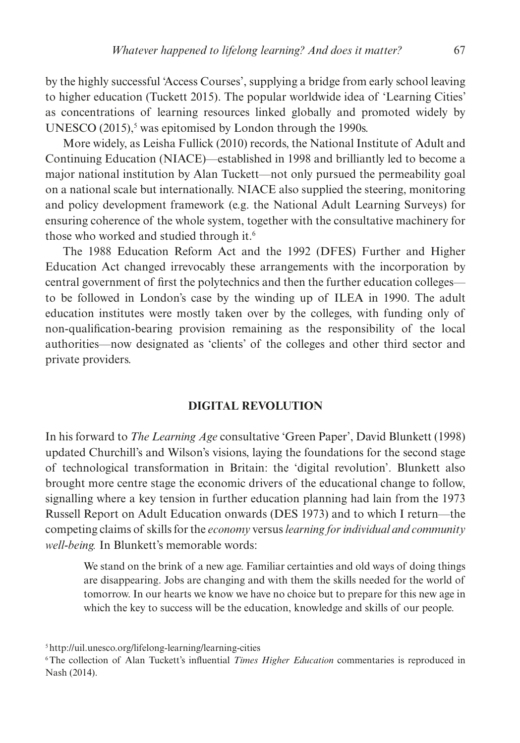by the highly successful 'Access Courses', supplying a bridge from early school leaving to higher education (Tuckett 2015). The popular worldwide idea of 'Learning Cities' as concentrations of learning resources linked globally and promoted widely by UNESCO (2015),[5] was epitomised by London through the 1990s.

More widely, as Leisha Fullick (2010) records, the National Institute of Adult and Continuing Education (NIACE)—established in 1998 and brilliantly led to become a major national institution by Alan Tuckett—not only pursued the permeability goal on a national scale but internationally. NIACE also supplied the steering, monitoring and policy development framework (e.g. the National Adult Learning Surveys) for ensuring coherence of the whole system, together with the consultative machinery for those who worked and studied through it.[6]

The 1988 Education Reform Act and the 1992 (DFES) Further and Higher Education Act changed irrevocably these arrangements with the incorporation by central government of first the polytechnics and then the further education colleges—to be followed in London's case by the winding up of ILEA in 1990. The adult education institutes were mostly taken over by the colleges, with funding only of non-qualification-bearing provision remaining as the responsibility of the local authorities—now designated as 'clients' of the colleges and other third sector and private providers.

## DIGITAL REVOLUTION

In his forward to *The Learning Age* consultative 'Green Paper', David Blunkett (1998) updated Churchill's and Wilson's visions, laying the foundations for the second stage of technological transformation in Britain: the 'digital revolution'. Blunkett also brought more centre stage the economic drivers of the educational change to follow, signalling where a key tension in further education planning had lain from the 1973 Russell Report on Adult Education onwards (DES 1973) and to which I return—the competing claims of skills for the *economy* versus *learning for individual and community well-being.* In Blunkett's memorable words:

> We stand on the brink of a new age. Familiar certainties and old ways of doing things are disappearing. Jobs are changing and with them the skills needed for the world of tomorrow. In our hearts we know we have no choice but to prepare for this new age in which the key to success will be the education, knowledge and skills of our people.

[5] http://uil.unesco.org/lifelong-learning/learning-cities

[6] The collection of Alan Tuckett's influential *Times Higher Education* commentaries is reproduced in Nash (2014).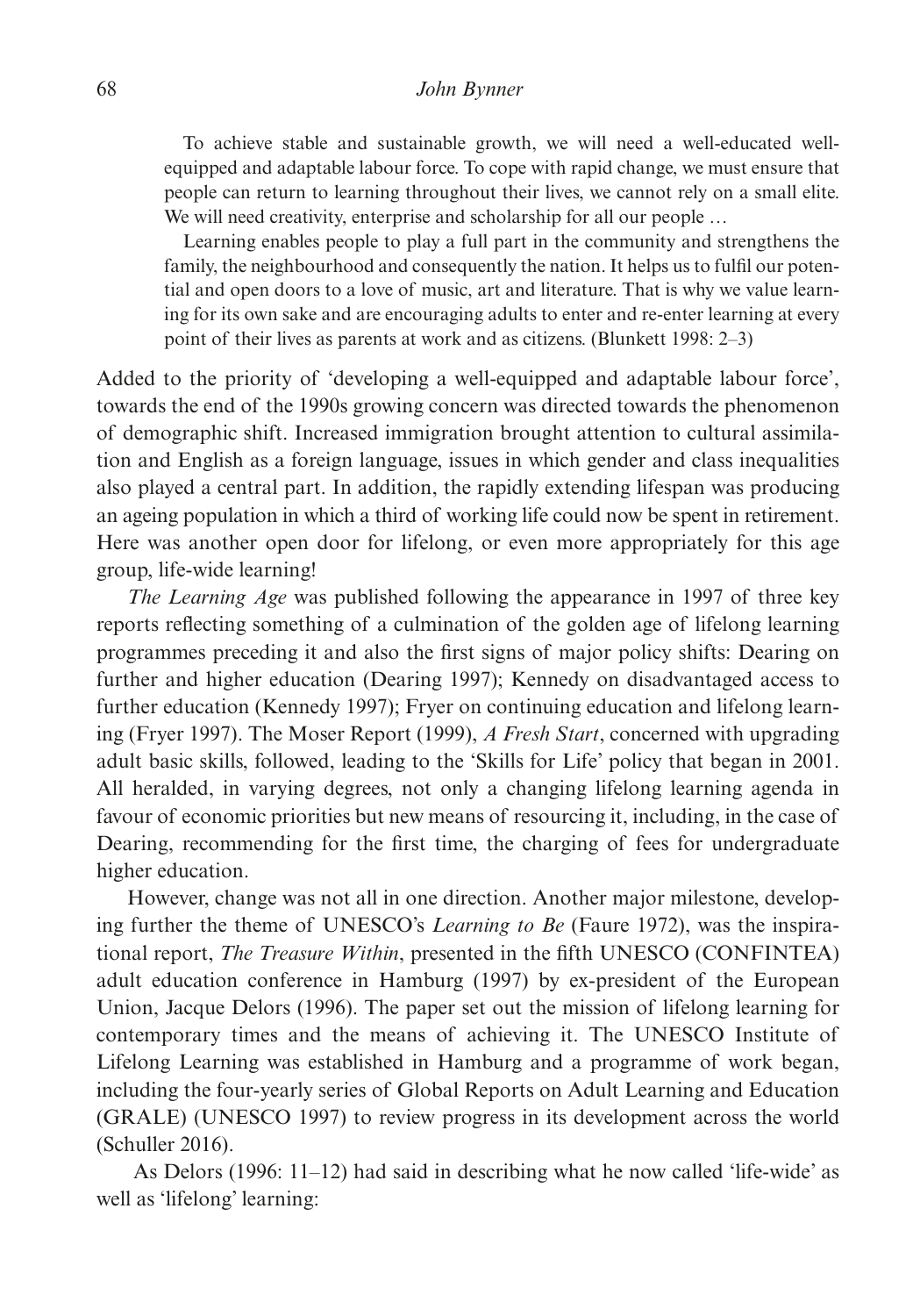> To achieve stable and sustainable growth, we will need a well-educated well-equipped and adaptable labour force. To cope with rapid change, we must ensure that people can return to learning throughout their lives, we cannot rely on a small elite. We will need creativity, enterprise and scholarship for all our people …
>
> Learning enables people to play a full part in the community and strengthens the family, the neighbourhood and consequently the nation. It helps us to fulfil our potential and open doors to a love of music, art and literature. That is why we value learning for its own sake and are encouraging adults to enter and re-enter learning at every point of their lives as parents at work and as citizens. (Blunkett 1998: 2–3)

Added to the priority of 'developing a well-equipped and adaptable labour force', towards the end of the 1990s growing concern was directed towards the phenomenon of demographic shift. Increased immigration brought attention to cultural assimilation and English as a foreign language, issues in which gender and class inequalities also played a central part. In addition, the rapidly extending lifespan was producing an ageing population in which a third of working life could now be spent in retirement. Here was another open door for lifelong, or even more appropriately for this age group, life-wide learning!

*The Learning Age* was published following the appearance in 1997 of three key reports reflecting something of a culmination of the golden age of lifelong learning programmes preceding it and also the first signs of major policy shifts: Dearing on further and higher education (Dearing 1997); Kennedy on disadvantaged access to further education (Kennedy 1997); Fryer on continuing education and lifelong learning (Fryer 1997). The Moser Report (1999), *A Fresh Start*, concerned with upgrading adult basic skills, followed, leading to the 'Skills for Life' policy that began in 2001. All heralded, in varying degrees, not only a changing lifelong learning agenda in favour of economic priorities but new means of resourcing it, including, in the case of Dearing, recommending for the first time, the charging of fees for undergraduate higher education.

However, change was not all in one direction. Another major milestone, developing further the theme of UNESCO's *Learning to Be* (Faure 1972), was the inspirational report, *The Treasure Within*, presented in the fifth UNESCO (CONFINTEA) adult education conference in Hamburg (1997) by ex-president of the European Union, Jacque Delors (1996). The paper set out the mission of lifelong learning for contemporary times and the means of achieving it. The UNESCO Institute of Lifelong Learning was established in Hamburg and a programme of work began, including the four-yearly series of Global Reports on Adult Learning and Education (GRALE) (UNESCO 1997) to review progress in its development across the world (Schuller 2016).

As Delors (1996: 11–12) had said in describing what he now called 'life-wide' as well as 'lifelong' learning: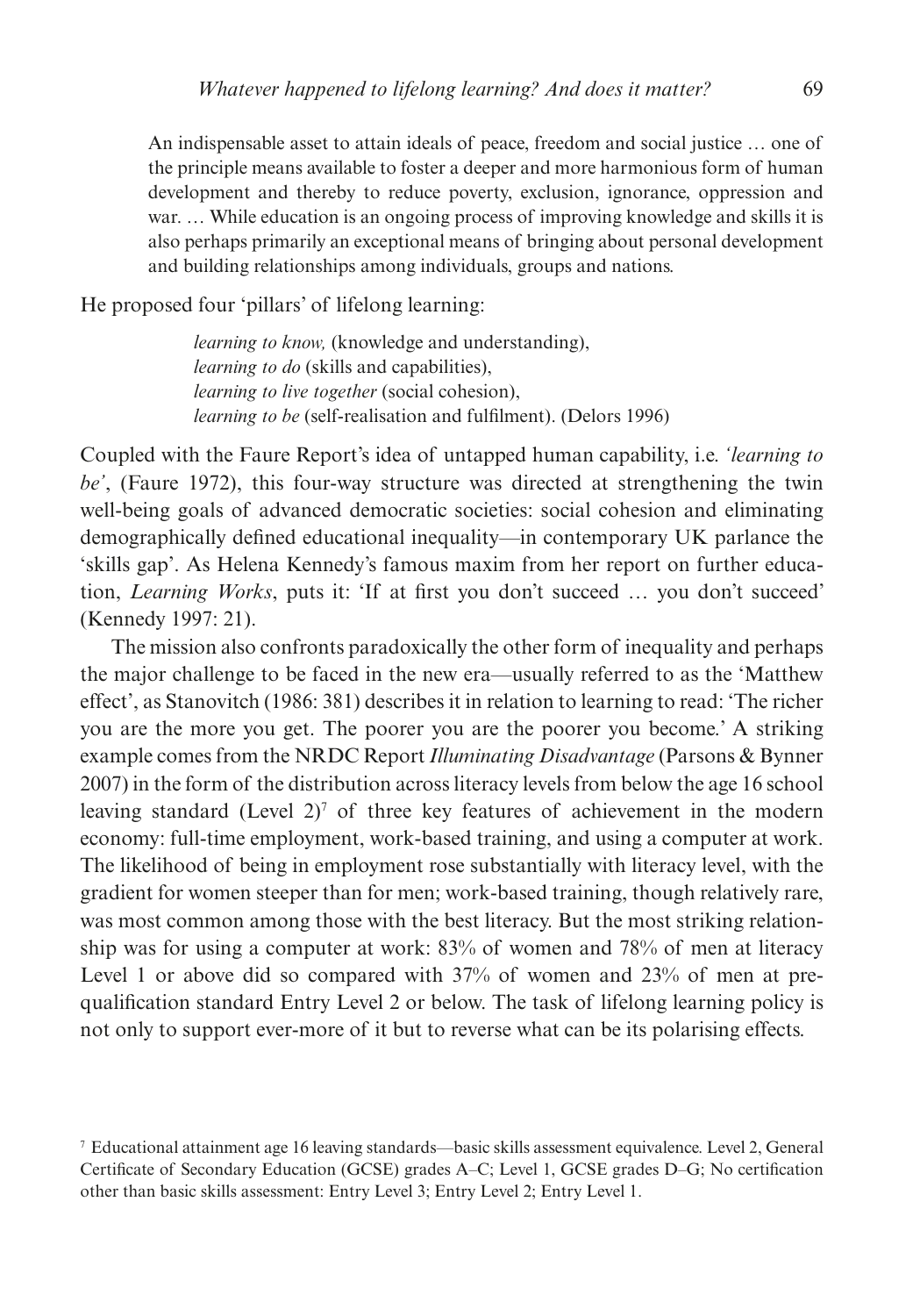> An indispensable asset to attain ideals of peace, freedom and social justice … one of the principle means available to foster a deeper and more harmonious form of human development and thereby to reduce poverty, exclusion, ignorance, oppression and war. … While education is an ongoing process of improving knowledge and skills it is also perhaps primarily an exceptional means of bringing about personal development and building relationships among individuals, groups and nations.

He proposed four 'pillars' of lifelong learning:

> *learning to know,* (knowledge and understanding),
> *learning to do* (skills and capabilities),
> *learning to live together* (social cohesion),
> *learning to be* (self-realisation and fulfilment). (Delors 1996)

Coupled with the Faure Report's idea of untapped human capability, i.e. *'learning to be'*, (Faure 1972), this four-way structure was directed at strengthening the twin well-being goals of advanced democratic societies: social cohesion and eliminating demographically defined educational inequality—in contemporary UK parlance the 'skills gap'. As Helena Kennedy's famous maxim from her report on further education, *Learning Works*, puts it: 'If at first you don't succeed … you don't succeed' (Kennedy 1997: 21).

The mission also confronts paradoxically the other form of inequality and perhaps the major challenge to be faced in the new era—usually referred to as the 'Matthew effect', as Stanovitch (1986: 381) describes it in relation to learning to read: 'The richer you are the more you get. The poorer you are the poorer you become.' A striking example comes from the NRDC Report *Illuminating Disadvantage* (Parsons & Bynner 2007) in the form of the distribution across literacy levels from below the age 16 school leaving standard (Level 2)[7] of three key features of achievement in the modern economy: full-time employment, work-based training, and using a computer at work. The likelihood of being in employment rose substantially with literacy level, with the gradient for women steeper than for men; work-based training, though relatively rare, was most common among those with the best literacy. But the most striking relationship was for using a computer at work: 83% of women and 78% of men at literacy Level 1 or above did so compared with 37% of women and 23% of men at pre-qualification standard Entry Level 2 or below. The task of lifelong learning policy is not only to support ever-more of it but to reverse what can be its polarising effects.

[7] Educational attainment age 16 leaving standards—basic skills assessment equivalence. Level 2, General Certificate of Secondary Education (GCSE) grades A–C; Level 1, GCSE grades D–G; No certification other than basic skills assessment: Entry Level 3; Entry Level 2; Entry Level 1.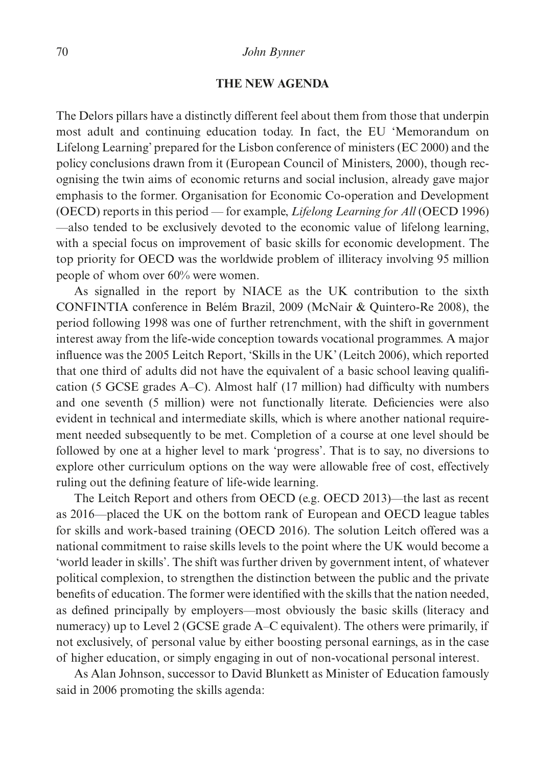## THE NEW AGENDA

The Delors pillars have a distinctly different feel about them from those that underpin most adult and continuing education today. In fact, the EU 'Memorandum on Lifelong Learning' prepared for the Lisbon conference of ministers (EC 2000) and the policy conclusions drawn from it (European Council of Ministers, 2000), though recognising the twin aims of economic returns and social inclusion, already gave major emphasis to the former. Organisation for Economic Co-operation and Development (OECD) reports in this period — for example, *Lifelong Learning for All* (OECD 1996) —also tended to be exclusively devoted to the economic value of lifelong learning, with a special focus on improvement of basic skills for economic development. The top priority for OECD was the worldwide problem of illiteracy involving 95 million people of whom over 60% were women.

As signalled in the report by NIACE as the UK contribution to the sixth CONFINTIA conference in Belém Brazil, 2009 (McNair & Quintero-Re 2008), the period following 1998 was one of further retrenchment, with the shift in government interest away from the life-wide conception towards vocational programmes. A major influence was the 2005 Leitch Report, 'Skills in the UK' (Leitch 2006), which reported that one third of adults did not have the equivalent of a basic school leaving qualification (5 GCSE grades A–C). Almost half (17 million) had difficulty with numbers and one seventh (5 million) were not functionally literate. Deficiencies were also evident in technical and intermediate skills, which is where another national requirement needed subsequently to be met. Completion of a course at one level should be followed by one at a higher level to mark 'progress'. That is to say, no diversions to explore other curriculum options on the way were allowable free of cost, effectively ruling out the defining feature of life-wide learning.

The Leitch Report and others from OECD (e.g. OECD 2013)—the last as recent as 2016—placed the UK on the bottom rank of European and OECD league tables for skills and work-based training (OECD 2016). The solution Leitch offered was a national commitment to raise skills levels to the point where the UK would become a 'world leader in skills'. The shift was further driven by government intent, of whatever political complexion, to strengthen the distinction between the public and the private benefits of education. The former were identified with the skills that the nation needed, as defined principally by employers—most obviously the basic skills (literacy and numeracy) up to Level 2 (GCSE grade A–C equivalent). The others were primarily, if not exclusively, of personal value by either boosting personal earnings, as in the case of higher education, or simply engaging in out of non-vocational personal interest.

As Alan Johnson, successor to David Blunkett as Minister of Education famously said in 2006 promoting the skills agenda: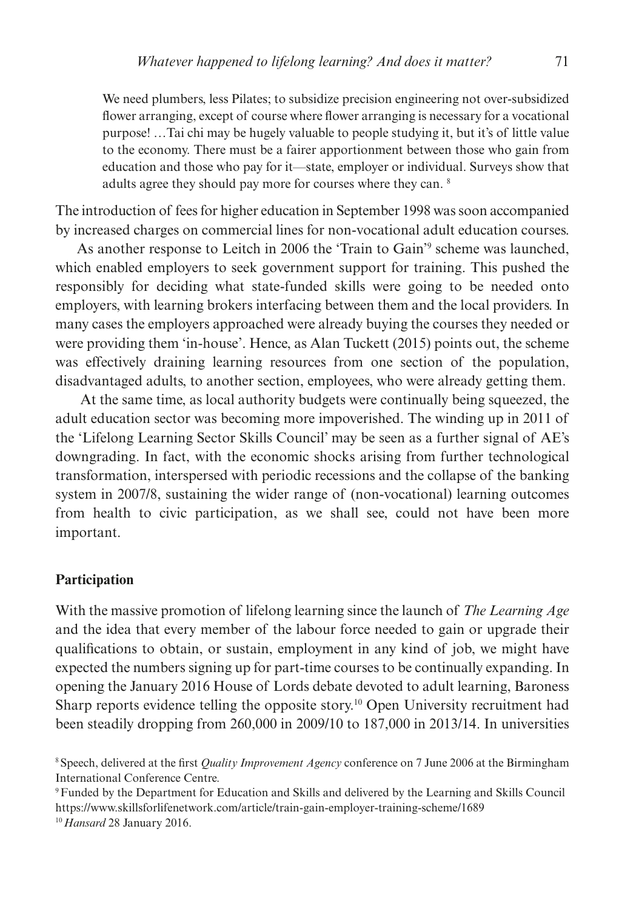> We need plumbers, less Pilates; to subsidize precision engineering not over-subsidized flower arranging, except of course where flower arranging is necessary for a vocational purpose! …Tai chi may be hugely valuable to people studying it, but it's of little value to the economy. There must be a fairer apportionment between those who gain from education and those who pay for it—state, employer or individual. Surveys show that adults agree they should pay more for courses where they can. [8]

The introduction of fees for higher education in September 1998 was soon accompanied by increased charges on commercial lines for non-vocational adult education courses.

As another response to Leitch in 2006 the 'Train to Gain'[9] scheme was launched, which enabled employers to seek government support for training. This pushed the responsibly for deciding what state-funded skills were going to be needed onto employers, with learning brokers interfacing between them and the local providers. In many cases the employers approached were already buying the courses they needed or were providing them 'in-house'. Hence, as Alan Tuckett (2015) points out, the scheme was effectively draining learning resources from one section of the population, disadvantaged adults, to another section, employees, who were already getting them.

At the same time, as local authority budgets were continually being squeezed, the adult education sector was becoming more impoverished. The winding up in 2011 of the 'Lifelong Learning Sector Skills Council' may be seen as a further signal of AE's downgrading. In fact, with the economic shocks arising from further technological transformation, interspersed with periodic recessions and the collapse of the banking system in 2007/8, sustaining the wider range of (non-vocational) learning outcomes from health to civic participation, as we shall see, could not have been more important.

## Participation

With the massive promotion of lifelong learning since the launch of *The Learning Age* and the idea that every member of the labour force needed to gain or upgrade their qualifications to obtain, or sustain, employment in any kind of job, we might have expected the numbers signing up for part-time courses to be continually expanding. In opening the January 2016 House of Lords debate devoted to adult learning, Baroness Sharp reports evidence telling the opposite story.[10] Open University recruitment had been steadily dropping from 260,000 in 2009/10 to 187,000 in 2013/14. In universities

[8] Speech, delivered at the first *Quality Improvement Agency* conference on 7 June 2006 at the Birmingham International Conference Centre.

[9] Funded by the Department for Education and Skills and delivered by the Learning and Skills Council https://www.skillsforlifenetwork.com/article/train-gain-employer-training-scheme/1689

[10] *Hansard* 28 January 2016.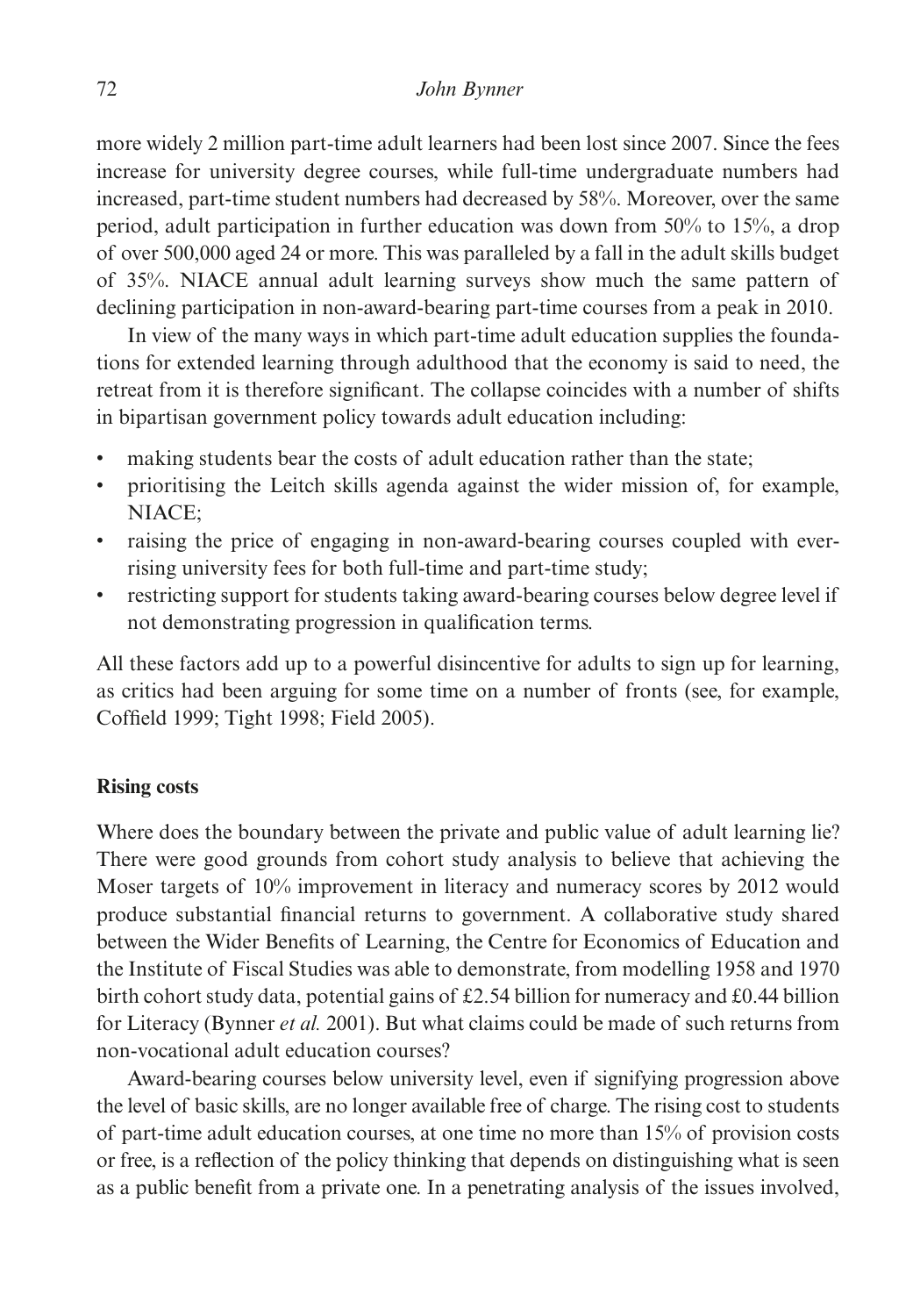more widely 2 million part-time adult learners had been lost since 2007. Since the fees increase for university degree courses, while full-time undergraduate numbers had increased, part-time student numbers had decreased by 58%. Moreover, over the same period, adult participation in further education was down from 50% to 15%, a drop of over 500,000 aged 24 or more. This was paralleled by a fall in the adult skills budget of 35%. NIACE annual adult learning surveys show much the same pattern of declining participation in non-award-bearing part-time courses from a peak in 2010.

In view of the many ways in which part-time adult education supplies the foundations for extended learning through adulthood that the economy is said to need, the retreat from it is therefore significant. The collapse coincides with a number of shifts in bipartisan government policy towards adult education including:

- making students bear the costs of adult education rather than the state;
- prioritising the Leitch skills agenda against the wider mission of, for example, NIACE;
- raising the price of engaging in non-award-bearing courses coupled with ever-rising university fees for both full-time and part-time study;
- restricting support for students taking award-bearing courses below degree level if not demonstrating progression in qualification terms.

All these factors add up to a powerful disincentive for adults to sign up for learning, as critics had been arguing for some time on a number of fronts (see, for example, Coffield 1999; Tight 1998; Field 2005).

### Rising costs

Where does the boundary between the private and public value of adult learning lie? There were good grounds from cohort study analysis to believe that achieving the Moser targets of 10% improvement in literacy and numeracy scores by 2012 would produce substantial financial returns to government. A collaborative study shared between the Wider Benefits of Learning, the Centre for Economics of Education and the Institute of Fiscal Studies was able to demonstrate, from modelling 1958 and 1970 birth cohort study data, potential gains of £2.54 billion for numeracy and £0.44 billion for Literacy (Bynner *et al.* 2001). But what claims could be made of such returns from non-vocational adult education courses?

Award-bearing courses below university level, even if signifying progression above the level of basic skills, are no longer available free of charge. The rising cost to students of part-time adult education courses, at one time no more than 15% of provision costs or free, is a reflection of the policy thinking that depends on distinguishing what is seen as a public benefit from a private one. In a penetrating analysis of the issues involved,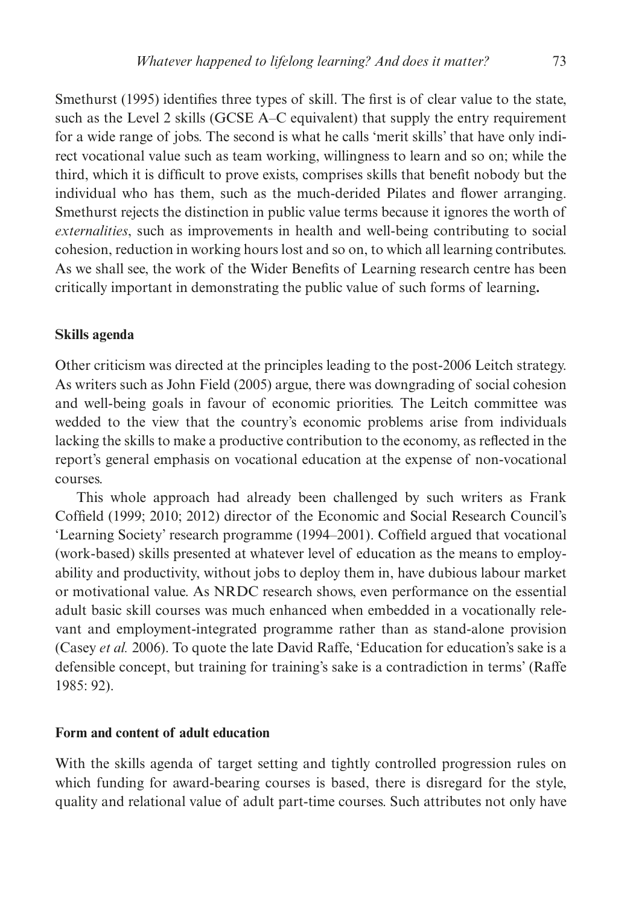Smethurst (1995) identifies three types of skill. The first is of clear value to the state, such as the Level 2 skills (GCSE A–C equivalent) that supply the entry requirement for a wide range of jobs. The second is what he calls 'merit skills' that have only indirect vocational value such as team working, willingness to learn and so on; while the third, which it is difficult to prove exists, comprises skills that benefit nobody but the individual who has them, such as the much-derided Pilates and flower arranging. Smethurst rejects the distinction in public value terms because it ignores the worth of *externalities*, such as improvements in health and well-being contributing to social cohesion, reduction in working hours lost and so on, to which all learning contributes. As we shall see, the work of the Wider Benefits of Learning research centre has been critically important in demonstrating the public value of such forms of learning**.**

### Skills agenda

Other criticism was directed at the principles leading to the post-2006 Leitch strategy. As writers such as John Field (2005) argue, there was downgrading of social cohesion and well-being goals in favour of economic priorities. The Leitch committee was wedded to the view that the country's economic problems arise from individuals lacking the skills to make a productive contribution to the economy, as reflected in the report's general emphasis on vocational education at the expense of non-vocational courses.

This whole approach had already been challenged by such writers as Frank Coffield (1999; 2010; 2012) director of the Economic and Social Research Council's 'Learning Society' research programme (1994–2001). Coffield argued that vocational (work-based) skills presented at whatever level of education as the means to employability and productivity, without jobs to deploy them in, have dubious labour market or motivational value. As NRDC research shows, even performance on the essential adult basic skill courses was much enhanced when embedded in a vocationally relevant and employment-integrated programme rather than as stand-alone provision (Casey *et al.* 2006). To quote the late David Raffe, 'Education for education's sake is a defensible concept, but training for training's sake is a contradiction in terms' (Raffe 1985: 92).

### Form and content of adult education

With the skills agenda of target setting and tightly controlled progression rules on which funding for award-bearing courses is based, there is disregard for the style, quality and relational value of adult part-time courses. Such attributes not only have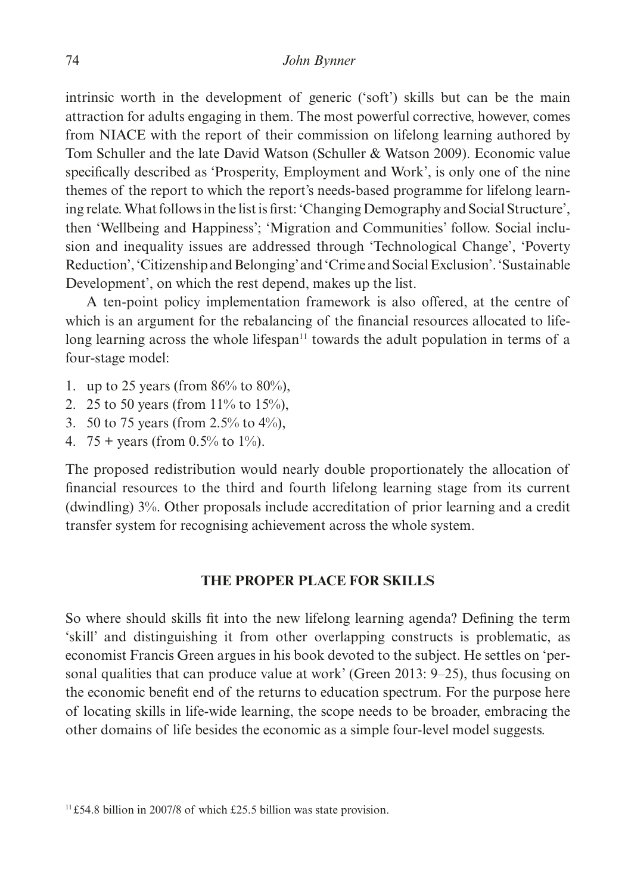intrinsic worth in the development of generic ('soft') skills but can be the main attraction for adults engaging in them. The most powerful corrective, however, comes from NIACE with the report of their commission on lifelong learning authored by Tom Schuller and the late David Watson (Schuller & Watson 2009). Economic value specifically described as 'Prosperity, Employment and Work', is only one of the nine themes of the report to which the report's needs-based programme for lifelong learning relate. What follows in the list is first: 'Changing Demography and Social Structure', then 'Wellbeing and Happiness'; 'Migration and Communities' follow. Social inclusion and inequality issues are addressed through 'Technological Change', 'Poverty Reduction', 'Citizenship and Belonging' and 'Crime and Social Exclusion'. 'Sustainable Development', on which the rest depend, makes up the list.

A ten-point policy implementation framework is also offered, at the centre of which is an argument for the rebalancing of the financial resources allocated to lifelong learning across the whole lifespan[11] towards the adult population in terms of a four-stage model:

1. up to 25 years (from 86% to 80%),
2. 25 to 50 years (from 11% to 15%),
3. 50 to 75 years (from 2.5% to 4%),
4. 75 + years (from 0.5% to 1%).

The proposed redistribution would nearly double proportionately the allocation of financial resources to the third and fourth lifelong learning stage from its current (dwindling) 3%. Other proposals include accreditation of prior learning and a credit transfer system for recognising achievement across the whole system.

## THE PROPER PLACE FOR SKILLS

So where should skills fit into the new lifelong learning agenda? Defining the term 'skill' and distinguishing it from other overlapping constructs is problematic, as economist Francis Green argues in his book devoted to the subject. He settles on 'personal qualities that can produce value at work' (Green 2013: 9–25), thus focusing on the economic benefit end of the returns to education spectrum. For the purpose here of locating skills in life-wide learning, the scope needs to be broader, embracing the other domains of life besides the economic as a simple four-level model suggests.

[11] £54.8 billion in 2007/8 of which £25.5 billion was state provision.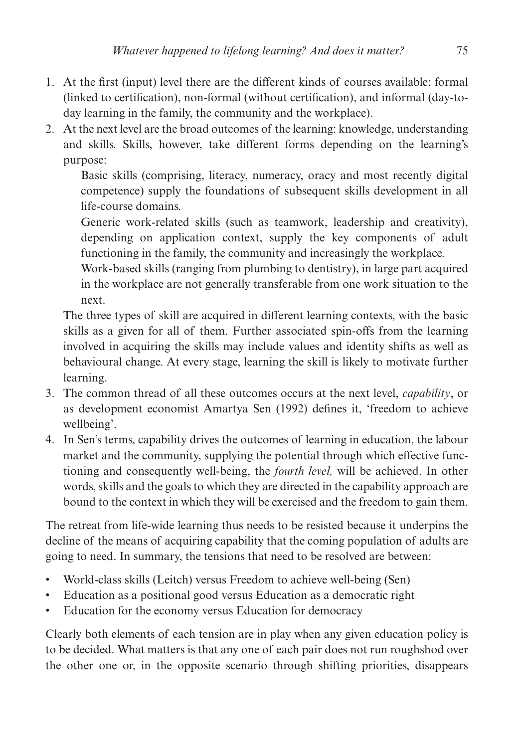1. At the first (input) level there are the different kinds of courses available: formal (linked to certification), non-formal (without certification), and informal (day-to-day learning in the family, the community and the workplace).
2. At the next level are the broad outcomes of the learning: knowledge, understanding and skills. Skills, however, take different forms depending on the learning's purpose:

   Basic skills (comprising, literacy, numeracy, oracy and most recently digital competence) supply the foundations of subsequent skills development in all life-course domains.

   Generic work-related skills (such as teamwork, leadership and creativity), depending on application context, supply the key components of adult functioning in the family, the community and increasingly the workplace.

   Work-based skills (ranging from plumbing to dentistry), in large part acquired in the workplace are not generally transferable from one work situation to the next.

   The three types of skill are acquired in different learning contexts, with the basic skills as a given for all of them. Further associated spin-offs from the learning involved in acquiring the skills may include values and identity shifts as well as behavioural change. At every stage, learning the skill is likely to motivate further learning.
3. The common thread of all these outcomes occurs at the next level, *capability*, or as development economist Amartya Sen (1992) defines it, 'freedom to achieve wellbeing'.
4. In Sen's terms, capability drives the outcomes of learning in education, the labour market and the community, supplying the potential through which effective functioning and consequently well-being, the *fourth level,* will be achieved. In other words, skills and the goals to which they are directed in the capability approach are bound to the context in which they will be exercised and the freedom to gain them.

The retreat from life-wide learning thus needs to be resisted because it underpins the decline of the means of acquiring capability that the coming population of adults are going to need. In summary, the tensions that need to be resolved are between:

- World-class skills (Leitch) versus Freedom to achieve well-being (Sen)
- Education as a positional good versus Education as a democratic right
- Education for the economy versus Education for democracy

Clearly both elements of each tension are in play when any given education policy is to be decided. What matters is that any one of each pair does not run roughshod over the other one or, in the opposite scenario through shifting priorities, disappears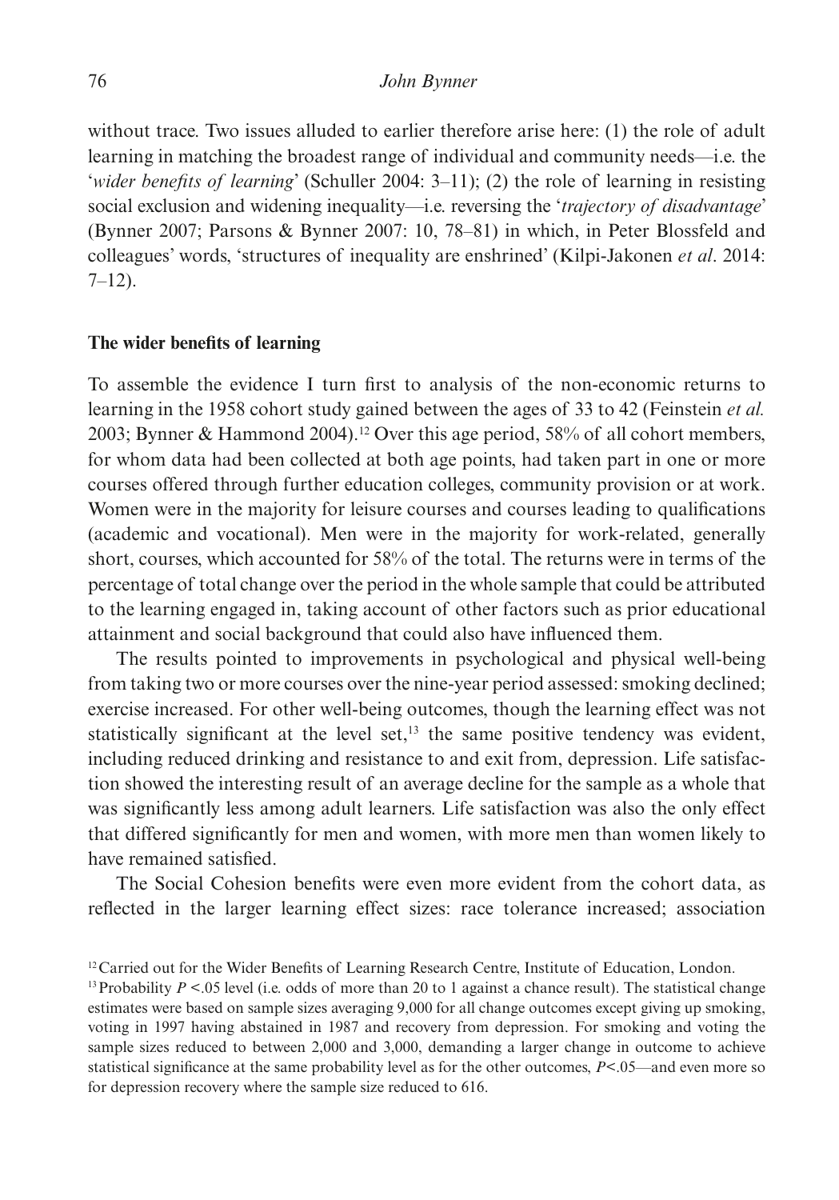without trace. Two issues alluded to earlier therefore arise here: (1) the role of adult learning in matching the broadest range of individual and community needs—i.e. the '*wider benefits of learning*' (Schuller 2004: 3–11); (2) the role of learning in resisting social exclusion and widening inequality—i.e. reversing the '*trajectory of disadvantage*' (Bynner 2007; Parsons & Bynner 2007: 10, 78–81) in which, in Peter Blossfeld and colleagues' words, 'structures of inequality are enshrined' (Kilpi-Jakonen *et al*. 2014: 7–12).

### The wider benefits of learning

To assemble the evidence I turn first to analysis of the non-economic returns to learning in the 1958 cohort study gained between the ages of 33 to 42 (Feinstein *et al.* 2003; Bynner & Hammond 2004).[12] Over this age period, 58% of all cohort members, for whom data had been collected at both age points, had taken part in one or more courses offered through further education colleges, community provision or at work. Women were in the majority for leisure courses and courses leading to qualifications (academic and vocational). Men were in the majority for work-related, generally short, courses, which accounted for 58% of the total. The returns were in terms of the percentage of total change over the period in the whole sample that could be attributed to the learning engaged in, taking account of other factors such as prior educational attainment and social background that could also have influenced them.

The results pointed to improvements in psychological and physical well-being from taking two or more courses over the nine-year period assessed: smoking declined; exercise increased. For other well-being outcomes, though the learning effect was not statistically significant at the level set,[13] the same positive tendency was evident, including reduced drinking and resistance to and exit from, depression. Life satisfaction showed the interesting result of an average decline for the sample as a whole that was significantly less among adult learners. Life satisfaction was also the only effect that differed significantly for men and women, with more men than women likely to have remained satisfied.

The Social Cohesion benefits were even more evident from the cohort data, as reflected in the larger learning effect sizes: race tolerance increased; association

[12] Carried out for the Wider Benefits of Learning Research Centre, Institute of Education, London.

[13] Probability $P < .05$ level (i.e. odds of more than 20 to 1 against a chance result). The statistical change estimates were based on sample sizes averaging 9,000 for all change outcomes except giving up smoking, voting in 1997 having abstained in 1987 and recovery from depression. For smoking and voting the sample sizes reduced to between 2,000 and 3,000, demanding a larger change in outcome to achieve statistical significance at the same probability level as for the other outcomes, $P < .05$—and even more so for depression recovery where the sample size reduced to 616.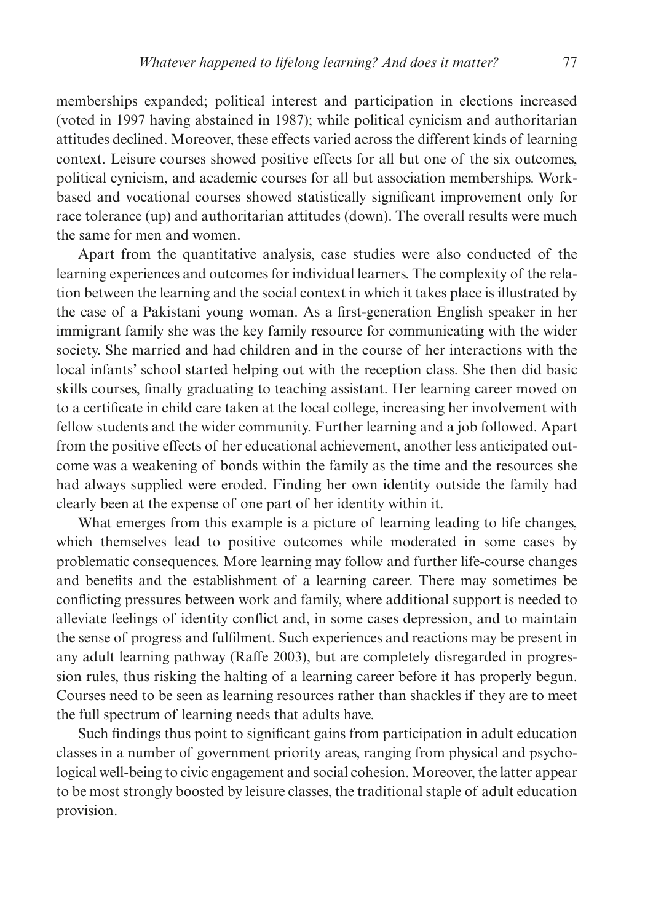memberships expanded; political interest and participation in elections increased (voted in 1997 having abstained in 1987); while political cynicism and authoritarian attitudes declined. Moreover, these effects varied across the different kinds of learning context. Leisure courses showed positive effects for all but one of the six outcomes, political cynicism, and academic courses for all but association memberships. Work-based and vocational courses showed statistically significant improvement only for race tolerance (up) and authoritarian attitudes (down). The overall results were much the same for men and women.

Apart from the quantitative analysis, case studies were also conducted of the learning experiences and outcomes for individual learners. The complexity of the relation between the learning and the social context in which it takes place is illustrated by the case of a Pakistani young woman. As a first-generation English speaker in her immigrant family she was the key family resource for communicating with the wider society. She married and had children and in the course of her interactions with the local infants' school started helping out with the reception class. She then did basic skills courses, finally graduating to teaching assistant. Her learning career moved on to a certificate in child care taken at the local college, increasing her involvement with fellow students and the wider community. Further learning and a job followed. Apart from the positive effects of her educational achievement, another less anticipated outcome was a weakening of bonds within the family as the time and the resources she had always supplied were eroded. Finding her own identity outside the family had clearly been at the expense of one part of her identity within it.

What emerges from this example is a picture of learning leading to life changes, which themselves lead to positive outcomes while moderated in some cases by problematic consequences. More learning may follow and further life-course changes and benefits and the establishment of a learning career. There may sometimes be conflicting pressures between work and family, where additional support is needed to alleviate feelings of identity conflict and, in some cases depression, and to maintain the sense of progress and fulfilment. Such experiences and reactions may be present in any adult learning pathway (Raffe 2003), but are completely disregarded in progression rules, thus risking the halting of a learning career before it has properly begun. Courses need to be seen as learning resources rather than shackles if they are to meet the full spectrum of learning needs that adults have.

Such findings thus point to significant gains from participation in adult education classes in a number of government priority areas, ranging from physical and psychological well-being to civic engagement and social cohesion. Moreover, the latter appear to be most strongly boosted by leisure classes, the traditional staple of adult education provision.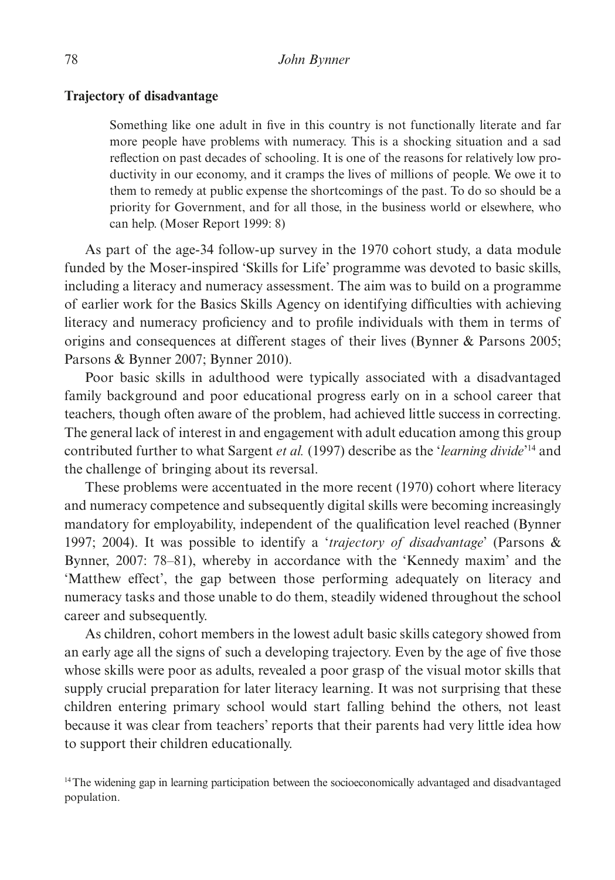### Trajectory of disadvantage

> Something like one adult in five in this country is not functionally literate and far more people have problems with numeracy. This is a shocking situation and a sad reflection on past decades of schooling. It is one of the reasons for relatively low productivity in our economy, and it cramps the lives of millions of people. We owe it to them to remedy at public expense the shortcomings of the past. To do so should be a priority for Government, and for all those, in the business world or elsewhere, who can help. (Moser Report 1999: 8)

As part of the age-34 follow-up survey in the 1970 cohort study, a data module funded by the Moser-inspired 'Skills for Life' programme was devoted to basic skills, including a literacy and numeracy assessment. The aim was to build on a programme of earlier work for the Basics Skills Agency on identifying difficulties with achieving literacy and numeracy proficiency and to profile individuals with them in terms of origins and consequences at different stages of their lives (Bynner & Parsons 2005; Parsons & Bynner 2007; Bynner 2010).

Poor basic skills in adulthood were typically associated with a disadvantaged family background and poor educational progress early on in a school career that teachers, though often aware of the problem, had achieved little success in correcting. The general lack of interest in and engagement with adult education among this group contributed further to what Sargent *et al.* (1997) describe as the '*learning divide*'[14] and the challenge of bringing about its reversal.

These problems were accentuated in the more recent (1970) cohort where literacy and numeracy competence and subsequently digital skills were becoming increasingly mandatory for employability, independent of the qualification level reached (Bynner 1997; 2004). It was possible to identify a '*trajectory of disadvantage*' (Parsons & Bynner, 2007: 78–81), whereby in accordance with the 'Kennedy maxim' and the 'Matthew effect', the gap between those performing adequately on literacy and numeracy tasks and those unable to do them, steadily widened throughout the school career and subsequently.

As children, cohort members in the lowest adult basic skills category showed from an early age all the signs of such a developing trajectory. Even by the age of five those whose skills were poor as adults, revealed a poor grasp of the visual motor skills that supply crucial preparation for later literacy learning. It was not surprising that these children entering primary school would start falling behind the others, not least because it was clear from teachers' reports that their parents had very little idea how to support their children educationally.

[14] The widening gap in learning participation between the socioeconomically advantaged and disadvantaged population.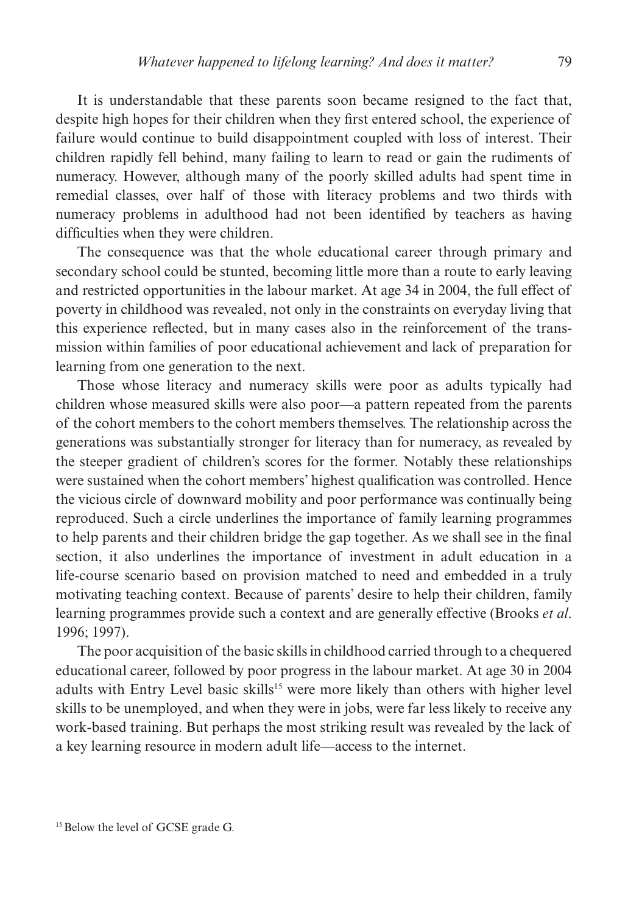It is understandable that these parents soon became resigned to the fact that, despite high hopes for their children when they first entered school, the experience of failure would continue to build disappointment coupled with loss of interest. Their children rapidly fell behind, many failing to learn to read or gain the rudiments of numeracy. However, although many of the poorly skilled adults had spent time in remedial classes, over half of those with literacy problems and two thirds with numeracy problems in adulthood had not been identified by teachers as having difficulties when they were children.

The consequence was that the whole educational career through primary and secondary school could be stunted, becoming little more than a route to early leaving and restricted opportunities in the labour market. At age 34 in 2004, the full effect of poverty in childhood was revealed, not only in the constraints on everyday living that this experience reflected, but in many cases also in the reinforcement of the transmission within families of poor educational achievement and lack of preparation for learning from one generation to the next.

Those whose literacy and numeracy skills were poor as adults typically had children whose measured skills were also poor—a pattern repeated from the parents of the cohort members to the cohort members themselves. The relationship across the generations was substantially stronger for literacy than for numeracy, as revealed by the steeper gradient of children's scores for the former. Notably these relationships were sustained when the cohort members' highest qualification was controlled. Hence the vicious circle of downward mobility and poor performance was continually being reproduced. Such a circle underlines the importance of family learning programmes to help parents and their children bridge the gap together. As we shall see in the final section, it also underlines the importance of investment in adult education in a life-course scenario based on provision matched to need and embedded in a truly motivating teaching context. Because of parents' desire to help their children, family learning programmes provide such a context and are generally effective (Brooks *et al*. 1996; 1997).

The poor acquisition of the basic skills in childhood carried through to a chequered educational career, followed by poor progress in the labour market. At age 30 in 2004 adults with Entry Level basic skills[15] were more likely than others with higher level skills to be unemployed, and when they were in jobs, were far less likely to receive any work-based training. But perhaps the most striking result was revealed by the lack of a key learning resource in modern adult life—access to the internet.

[15] Below the level of GCSE grade G.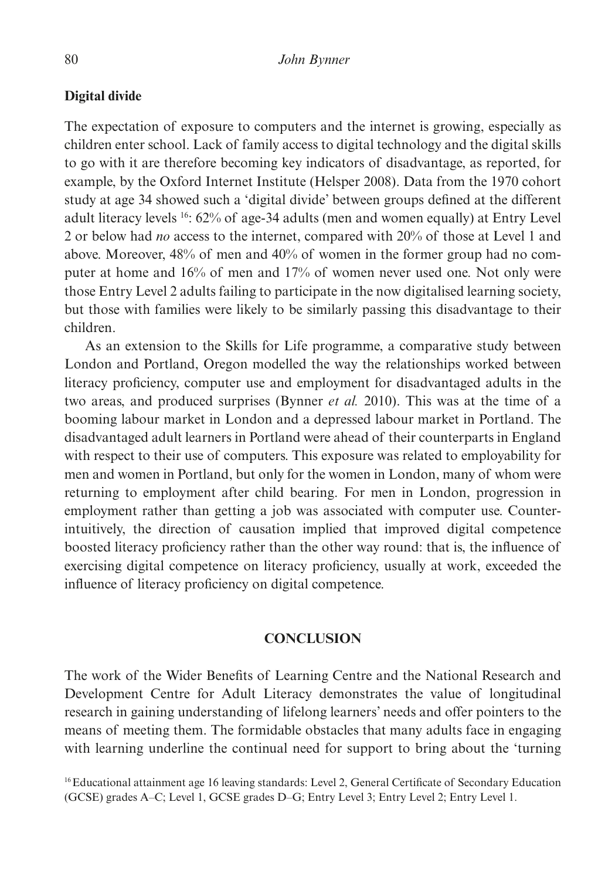### Digital divide

The expectation of exposure to computers and the internet is growing, especially as children enter school. Lack of family access to digital technology and the digital skills to go with it are therefore becoming key indicators of disadvantage, as reported, for example, by the Oxford Internet Institute (Helsper 2008). Data from the 1970 cohort study at age 34 showed such a 'digital divide' between groups defined at the different adult literacy levels [16]: 62% of age-34 adults (men and women equally) at Entry Level 2 or below had *no* access to the internet, compared with 20% of those at Level 1 and above. Moreover, 48% of men and 40% of women in the former group had no computer at home and 16% of men and 17% of women never used one. Not only were those Entry Level 2 adults failing to participate in the now digitalised learning society, but those with families were likely to be similarly passing this disadvantage to their children.

As an extension to the Skills for Life programme, a comparative study between London and Portland, Oregon modelled the way the relationships worked between literacy proficiency, computer use and employment for disadvantaged adults in the two areas, and produced surprises (Bynner *et al.* 2010). This was at the time of a booming labour market in London and a depressed labour market in Portland. The disadvantaged adult learners in Portland were ahead of their counterparts in England with respect to their use of computers. This exposure was related to employability for men and women in Portland, but only for the women in London, many of whom were returning to employment after child bearing. For men in London, progression in employment rather than getting a job was associated with computer use. Counter-intuitively, the direction of causation implied that improved digital competence boosted literacy proficiency rather than the other way round: that is, the influence of exercising digital competence on literacy proficiency, usually at work, exceeded the influence of literacy proficiency on digital competence.

## CONCLUSION

The work of the Wider Benefits of Learning Centre and the National Research and Development Centre for Adult Literacy demonstrates the value of longitudinal research in gaining understanding of lifelong learners' needs and offer pointers to the means of meeting them. The formidable obstacles that many adults face in engaging with learning underline the continual need for support to bring about the 'turning

[16] Educational attainment age 16 leaving standards: Level 2, General Certificate of Secondary Education (GCSE) grades A–C; Level 1, GCSE grades D–G; Entry Level 3; Entry Level 2; Entry Level 1.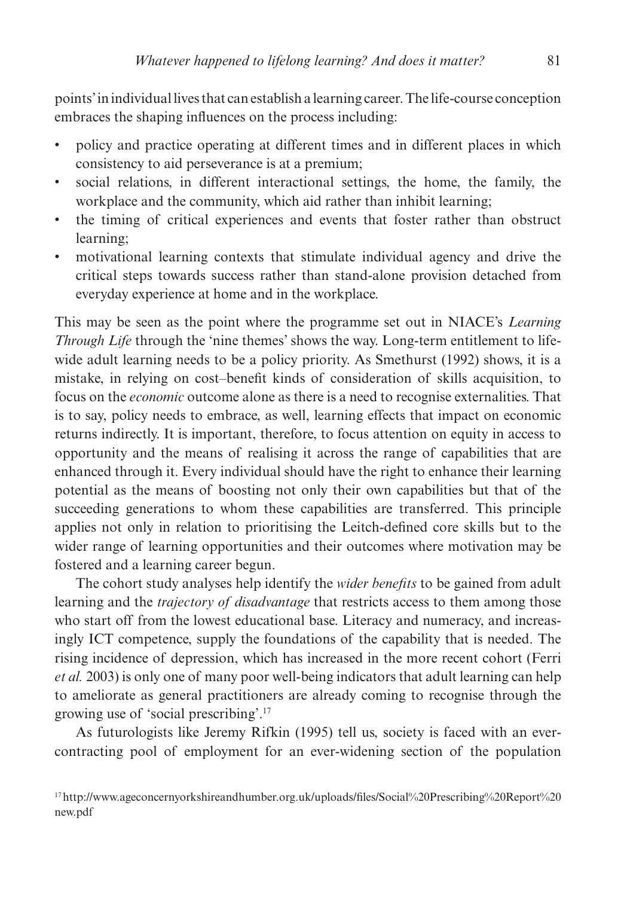points' in individual lives that can establish a learning career. The life-course conception embraces the shaping influences on the process including:

- policy and practice operating at different times and in different places in which consistency to aid perseverance is at a premium;
- social relations, in different interactional settings, the home, the family, the workplace and the community, which aid rather than inhibit learning;
- the timing of critical experiences and events that foster rather than obstruct learning;
- motivational learning contexts that stimulate individual agency and drive the critical steps towards success rather than stand-alone provision detached from everyday experience at home and in the workplace.

This may be seen as the point where the programme set out in NIACE's *Learning Through Life* through the 'nine themes' shows the way. Long-term entitlement to life-wide adult learning needs to be a policy priority. As Smethurst (1992) shows, it is a mistake, in relying on cost–benefit kinds of consideration of skills acquisition, to focus on the *economic* outcome alone as there is a need to recognise externalities. That is to say, policy needs to embrace, as well, learning effects that impact on economic returns indirectly. It is important, therefore, to focus attention on equity in access to opportunity and the means of realising it across the range of capabilities that are enhanced through it. Every individual should have the right to enhance their learning potential as the means of boosting not only their own capabilities but that of the succeeding generations to whom these capabilities are transferred. This principle applies not only in relation to prioritising the Leitch-defined core skills but to the wider range of learning opportunities and their outcomes where motivation may be fostered and a learning career begun.

The cohort study analyses help identify the *wider benefits* to be gained from adult learning and the *trajectory of disadvantage* that restricts access to them among those who start off from the lowest educational base. Literacy and numeracy, and increasingly ICT competence, supply the foundations of the capability that is needed. The rising incidence of depression, which has increased in the more recent cohort (Ferri *et al.* 2003) is only one of many poor well-being indicators that adult learning can help to ameliorate as general practitioners are already coming to recognise through the growing use of 'social prescribing'.[17]

As futurologists like Jeremy Rifkin (1995) tell us, society is faced with an ever-contracting pool of employment for an ever-widening section of the population

[17] http://www.ageconcernyorkshireandhumber.org.uk/uploads/files/Social%20Prescribing%20Report%20new.pdf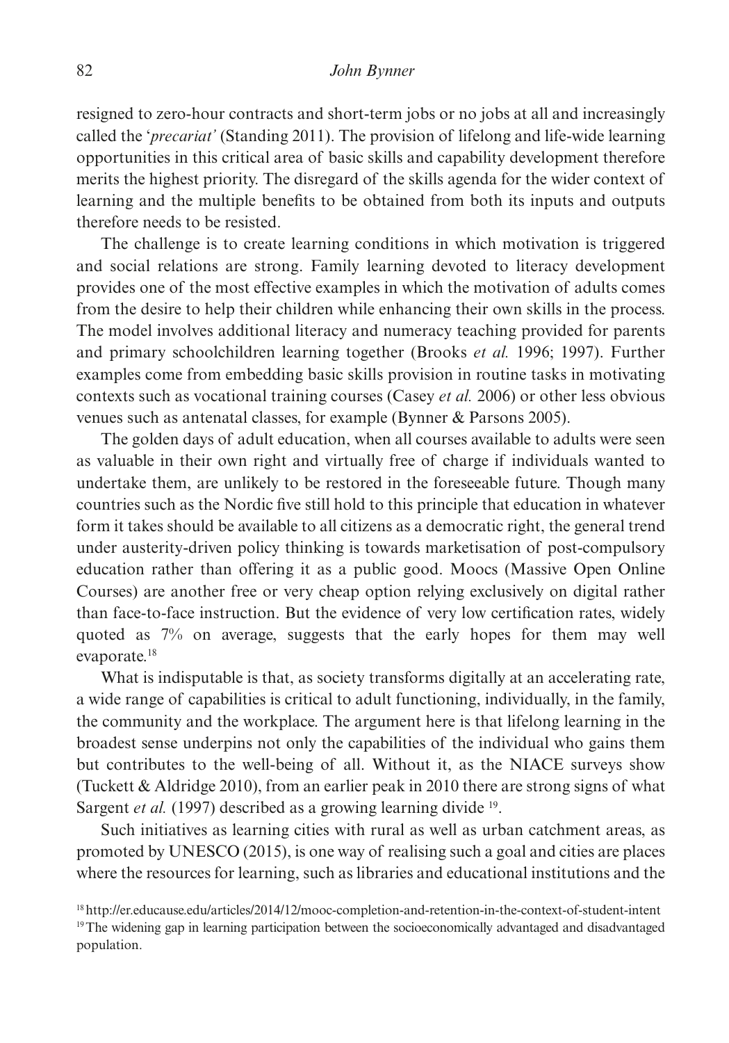resigned to zero-hour contracts and short-term jobs or no jobs at all and increasingly called the '*precariat'* (Standing 2011). The provision of lifelong and life-wide learning opportunities in this critical area of basic skills and capability development therefore merits the highest priority. The disregard of the skills agenda for the wider context of learning and the multiple benefits to be obtained from both its inputs and outputs therefore needs to be resisted.

The challenge is to create learning conditions in which motivation is triggered and social relations are strong. Family learning devoted to literacy development provides one of the most effective examples in which the motivation of adults comes from the desire to help their children while enhancing their own skills in the process. The model involves additional literacy and numeracy teaching provided for parents and primary schoolchildren learning together (Brooks *et al.* 1996; 1997). Further examples come from embedding basic skills provision in routine tasks in motivating contexts such as vocational training courses (Casey *et al.* 2006) or other less obvious venues such as antenatal classes, for example (Bynner & Parsons 2005).

The golden days of adult education, when all courses available to adults were seen as valuable in their own right and virtually free of charge if individuals wanted to undertake them, are unlikely to be restored in the foreseeable future. Though many countries such as the Nordic five still hold to this principle that education in whatever form it takes should be available to all citizens as a democratic right, the general trend under austerity-driven policy thinking is towards marketisation of post-compulsory education rather than offering it as a public good. Moocs (Massive Open Online Courses) are another free or very cheap option relying exclusively on digital rather than face-to-face instruction. But the evidence of very low certification rates, widely quoted as 7% on average, suggests that the early hopes for them may well evaporate.[18]

What is indisputable is that, as society transforms digitally at an accelerating rate, a wide range of capabilities is critical to adult functioning, individually, in the family, the community and the workplace. The argument here is that lifelong learning in the broadest sense underpins not only the capabilities of the individual who gains them but contributes to the well-being of all. Without it, as the NIACE surveys show (Tuckett & Aldridge 2010), from an earlier peak in 2010 there are strong signs of what Sargent *et al.* (1997) described as a growing learning divide [19].

Such initiatives as learning cities with rural as well as urban catchment areas, as promoted by UNESCO (2015), is one way of realising such a goal and cities are places where the resources for learning, such as libraries and educational institutions and the

[18] http://er.educause.edu/articles/2014/12/mooc-completion-and-retention-in-the-context-of-student-intent

[19] The widening gap in learning participation between the socioeconomically advantaged and disadvantaged population.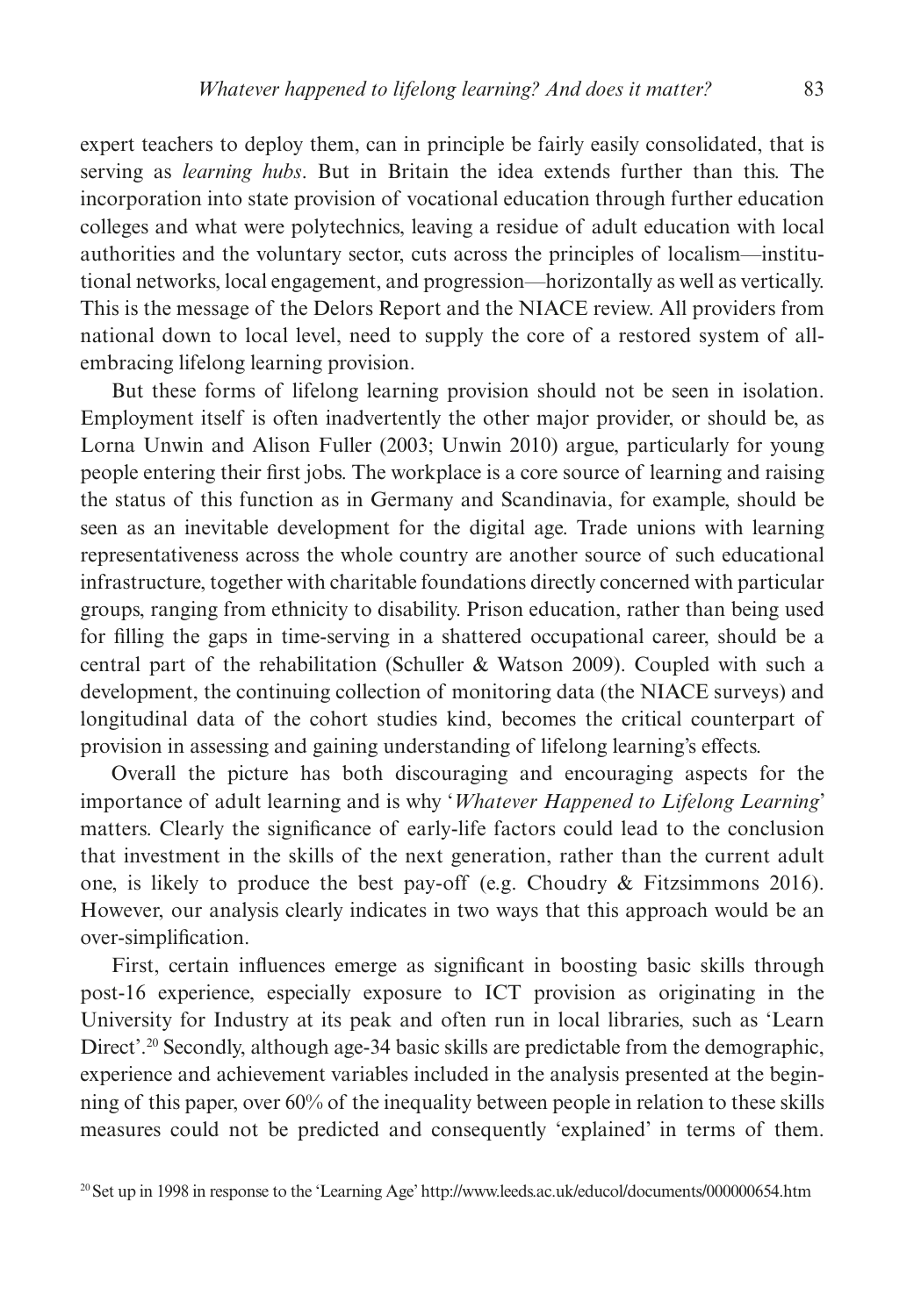expert teachers to deploy them, can in principle be fairly easily consolidated, that is serving as *learning hubs*. But in Britain the idea extends further than this. The incorporation into state provision of vocational education through further education colleges and what were polytechnics, leaving a residue of adult education with local authorities and the voluntary sector, cuts across the principles of localism—institutional networks, local engagement, and progression—horizontally as well as vertically. This is the message of the Delors Report and the NIACE review. All providers from national down to local level, need to supply the core of a restored system of all-embracing lifelong learning provision.

But these forms of lifelong learning provision should not be seen in isolation. Employment itself is often inadvertently the other major provider, or should be, as Lorna Unwin and Alison Fuller (2003; Unwin 2010) argue, particularly for young people entering their first jobs. The workplace is a core source of learning and raising the status of this function as in Germany and Scandinavia, for example, should be seen as an inevitable development for the digital age. Trade unions with learning representativeness across the whole country are another source of such educational infrastructure, together with charitable foundations directly concerned with particular groups, ranging from ethnicity to disability. Prison education, rather than being used for filling the gaps in time-serving in a shattered occupational career, should be a central part of the rehabilitation (Schuller & Watson 2009). Coupled with such a development, the continuing collection of monitoring data (the NIACE surveys) and longitudinal data of the cohort studies kind, becomes the critical counterpart of provision in assessing and gaining understanding of lifelong learning's effects.

Overall the picture has both discouraging and encouraging aspects for the importance of adult learning and is why '*Whatever Happened to Lifelong Learning*' matters. Clearly the significance of early-life factors could lead to the conclusion that investment in the skills of the next generation, rather than the current adult one, is likely to produce the best pay-off (e.g. Choudry & Fitzsimmons 2016). However, our analysis clearly indicates in two ways that this approach would be an over-simplification.

First, certain influences emerge as significant in boosting basic skills through post-16 experience, especially exposure to ICT provision as originating in the University for Industry at its peak and often run in local libraries, such as 'Learn Direct'.[20] Secondly, although age-34 basic skills are predictable from the demographic, experience and achievement variables included in the analysis presented at the beginning of this paper, over 60% of the inequality between people in relation to these skills measures could not be predicted and consequently 'explained' in terms of them.

[20] Set up in 1998 in response to the 'Learning Age' http://www.leeds.ac.uk/educol/documents/000000654.htm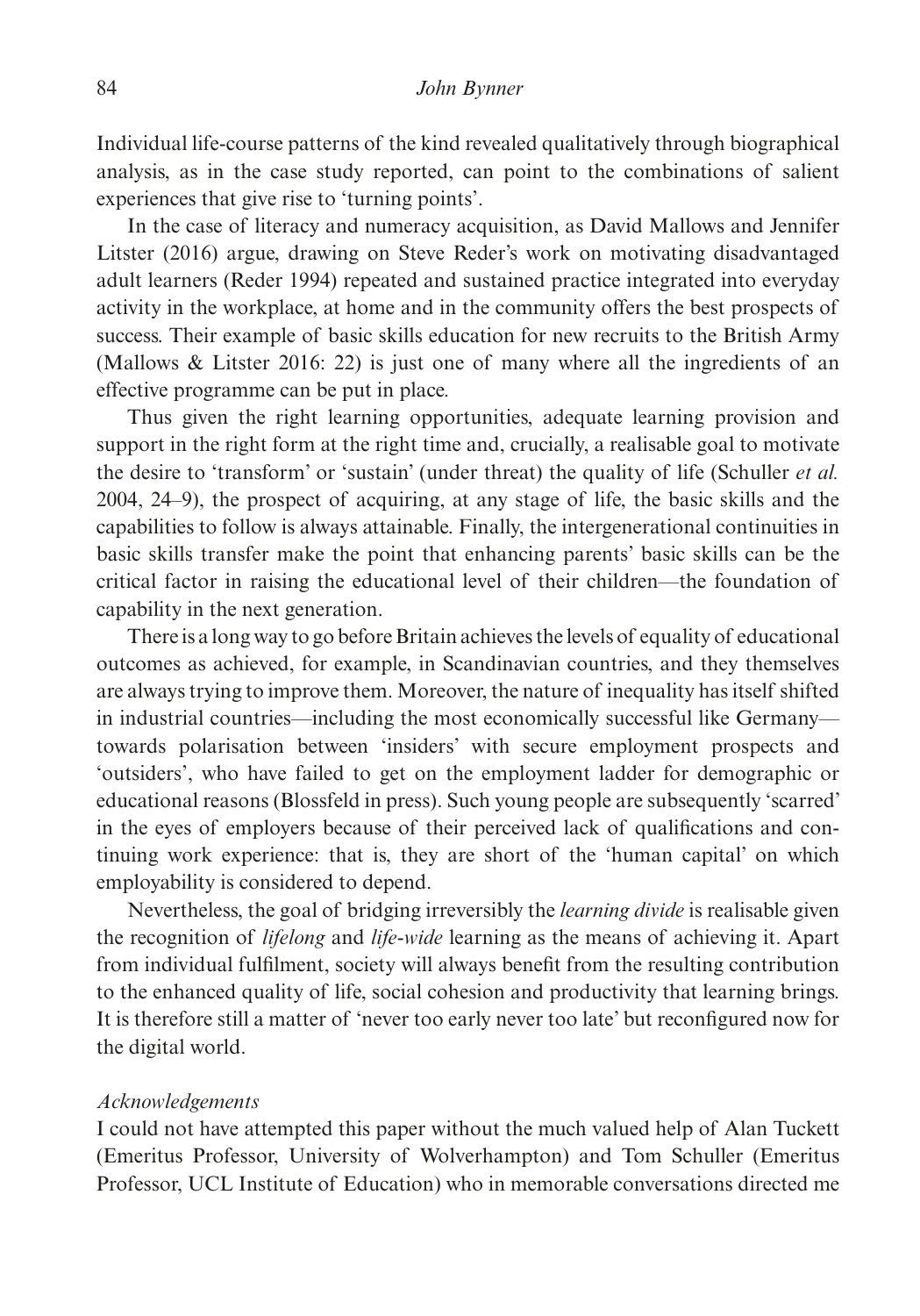Individual life-course patterns of the kind revealed qualitatively through biographical analysis, as in the case study reported, can point to the combinations of salient experiences that give rise to 'turning points'.

In the case of literacy and numeracy acquisition, as David Mallows and Jennifer Litster (2016) argue, drawing on Steve Reder's work on motivating disadvantaged adult learners (Reder 1994) repeated and sustained practice integrated into everyday activity in the workplace, at home and in the community offers the best prospects of success. Their example of basic skills education for new recruits to the British Army (Mallows & Litster 2016: 22) is just one of many where all the ingredients of an effective programme can be put in place.

Thus given the right learning opportunities, adequate learning provision and support in the right form at the right time and, crucially, a realisable goal to motivate the desire to 'transform' or 'sustain' (under threat) the quality of life (Schuller *et al.* 2004, 24–9), the prospect of acquiring, at any stage of life, the basic skills and the capabilities to follow is always attainable. Finally, the intergenerational continuities in basic skills transfer make the point that enhancing parents' basic skills can be the critical factor in raising the educational level of their children—the foundation of capability in the next generation.

There is a long way to go before Britain achieves the levels of equality of educational outcomes as achieved, for example, in Scandinavian countries, and they themselves are always trying to improve them. Moreover, the nature of inequality has itself shifted in industrial countries—including the most economically successful like Germany—towards polarisation between 'insiders' with secure employment prospects and 'outsiders', who have failed to get on the employment ladder for demographic or educational reasons (Blossfeld in press). Such young people are subsequently 'scarred' in the eyes of employers because of their perceived lack of qualifications and continuing work experience: that is, they are short of the 'human capital' on which employability is considered to depend.

Nevertheless, the goal of bridging irreversibly the *learning divide* is realisable given the recognition of *lifelong* and *life-wide* learning as the means of achieving it. Apart from individual fulfilment, society will always benefit from the resulting contribution to the enhanced quality of life, social cohesion and productivity that learning brings. It is therefore still a matter of 'never too early never too late' but reconfigured now for the digital world.

*Acknowledgements*

I could not have attempted this paper without the much valued help of Alan Tuckett (Emeritus Professor, University of Wolverhampton) and Tom Schuller (Emeritus Professor, UCL Institute of Education) who in memorable conversations directed me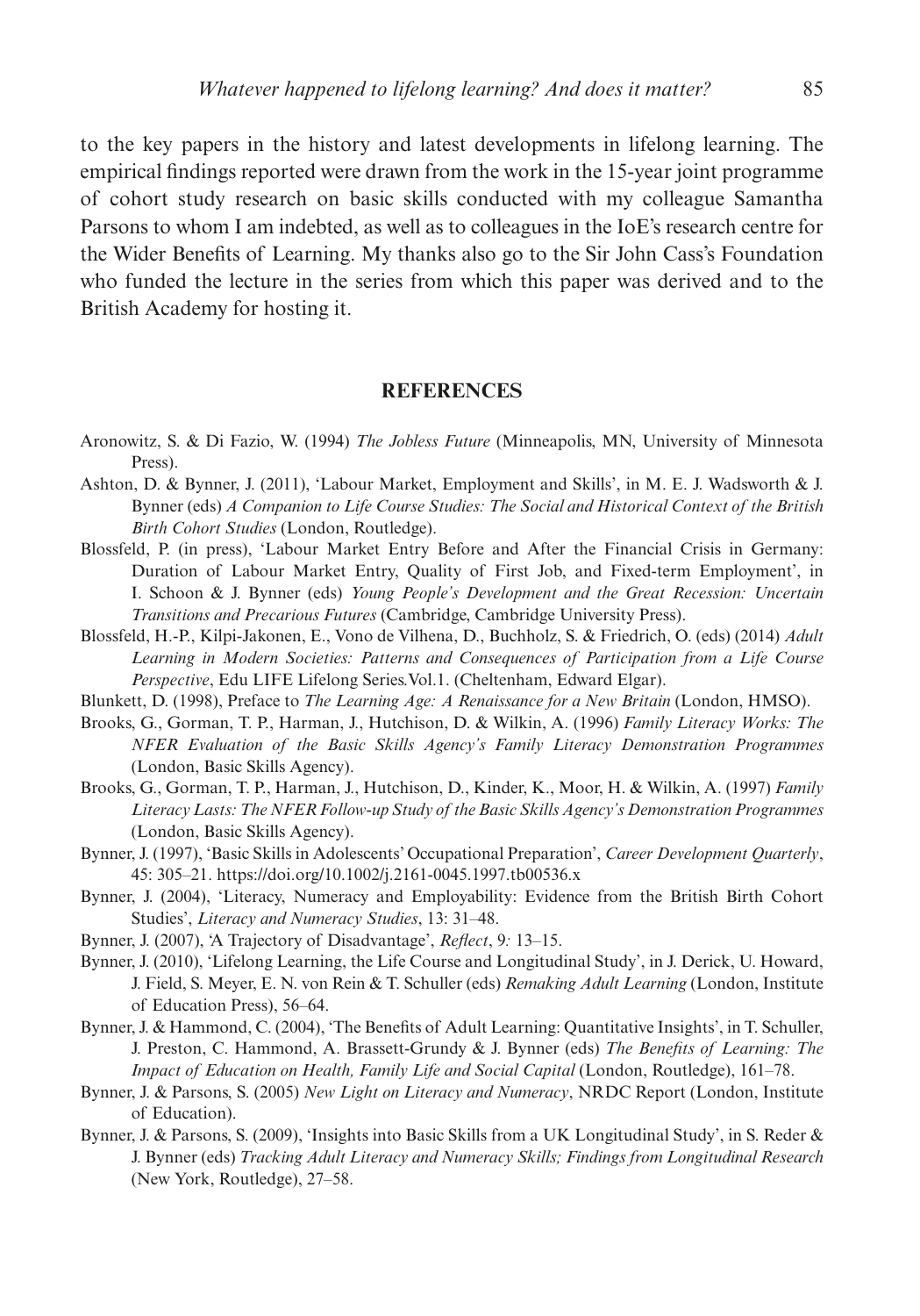to the key papers in the history and latest developments in lifelong learning. The empirical findings reported were drawn from the work in the 15-year joint programme of cohort study research on basic skills conducted with my colleague Samantha Parsons to whom I am indebted, as well as to colleagues in the IoE's research centre for the Wider Benefits of Learning. My thanks also go to the Sir John Cass's Foundation who funded the lecture in the series from which this paper was derived and to the British Academy for hosting it.

## REFERENCES

Aronowitz, S. & Di Fazio, W. (1994) *The Jobless Future* (Minneapolis, MN, University of Minnesota Press).

Ashton, D. & Bynner, J. (2011), 'Labour Market, Employment and Skills', in M. E. J. Wadsworth & J. Bynner (eds) *A Companion to Life Course Studies: The Social and Historical Context of the British Birth Cohort Studies* (London, Routledge).

Blossfeld, P. (in press), 'Labour Market Entry Before and After the Financial Crisis in Germany: Duration of Labour Market Entry, Quality of First Job, and Fixed-term Employment', in I. Schoon & J. Bynner (eds) *Young People's Development and the Great Recession: Uncertain Transitions and Precarious Futures* (Cambridge, Cambridge University Press).

Blossfeld, H.-P., Kilpi-Jakonen, E., Vono de Vilhena, D., Buchholz, S. & Friedrich, O. (eds) (2014) *Adult Learning in Modern Societies: Patterns and Consequences of Participation from a Life Course Perspective*, Edu LIFE Lifelong Series.Vol.1. (Cheltenham, Edward Elgar).

Blunkett, D. (1998), Preface to *The Learning Age: A Renaissance for a New Britain* (London, HMSO).

Brooks, G., Gorman, T. P., Harman, J., Hutchison, D. & Wilkin, A. (1996) *Family Literacy Works: The NFER Evaluation of the Basic Skills Agency's Family Literacy Demonstration Programmes* (London, Basic Skills Agency).

Brooks, G., Gorman, T. P., Harman, J., Hutchison, D., Kinder, K., Moor, H. & Wilkin, A. (1997) *Family Literacy Lasts: The NFER Follow-up Study of the Basic Skills Agency's Demonstration Programmes* (London, Basic Skills Agency).

Bynner, J. (1997), 'Basic Skills in Adolescents' Occupational Preparation', *Career Development Quarterly*, 45: 305–21. https://doi.org/10.1002/j.2161-0045.1997.tb00536.x

Bynner, J. (2004), 'Literacy, Numeracy and Employability: Evidence from the British Birth Cohort Studies', *Literacy and Numeracy Studies*, 13: 31–48.

Bynner, J. (2007), 'A Trajectory of Disadvantage', *Reflect*, 9*:* 13–15.

Bynner, J. (2010), 'Lifelong Learning, the Life Course and Longitudinal Study', in J. Derick, U. Howard, J. Field, S. Meyer, E. N. von Rein & T. Schuller (eds) *Remaking Adult Learning* (London, Institute of Education Press), 56–64.

Bynner, J. & Hammond, C. (2004), 'The Benefits of Adult Learning: Quantitative Insights', in T. Schuller, J. Preston, C. Hammond, A. Brassett-Grundy & J. Bynner (eds) *The Benefits of Learning: The Impact of Education on Health, Family Life and Social Capital* (London, Routledge), 161–78.

Bynner, J. & Parsons, S. (2005) *New Light on Literacy and Numeracy*, NRDC Report (London, Institute of Education).

Bynner, J. & Parsons, S. (2009), 'Insights into Basic Skills from a UK Longitudinal Study', in S. Reder & J. Bynner (eds) *Tracking Adult Literacy and Numeracy Skills; Findings from Longitudinal Research* (New York, Routledge), 27–58.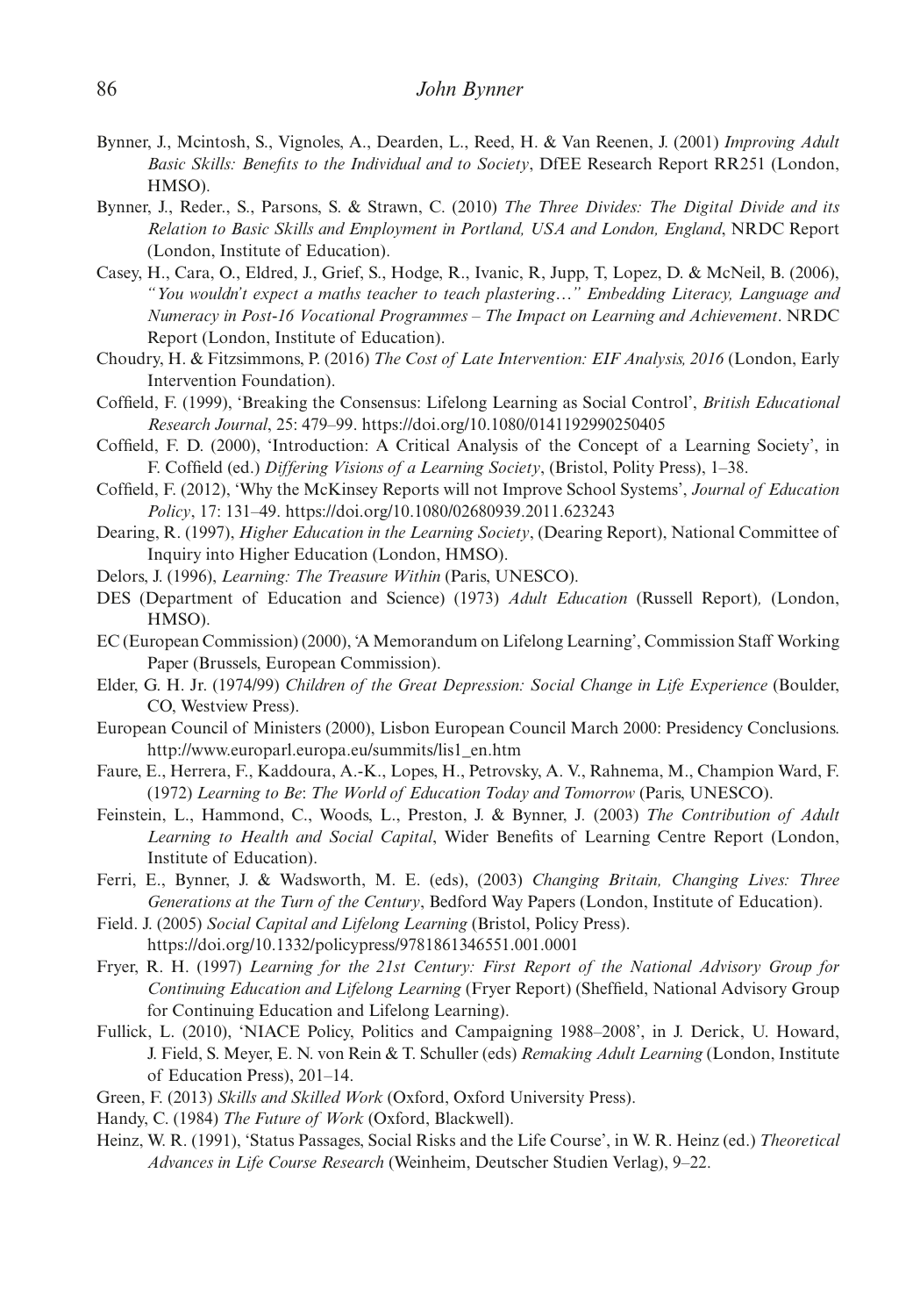- Bynner, J., Mcintosh, S., Vignoles, A., Dearden, L., Reed, H. & Van Reenen, J. (2001) *Improving Adult Basic Skills: Benefits to the Individual and to Society*, DfEE Research Report RR251 (London, HMSO).
- Bynner, J., Reder., S., Parsons, S. & Strawn, C. (2010) *The Three Divides: The Digital Divide and its Relation to Basic Skills and Employment in Portland, USA and London, England*, NRDC Report (London, Institute of Education).
- Casey, H., Cara, O., Eldred, J., Grief, S., Hodge, R., Ivanic, R, Jupp, T, Lopez, D. & McNeil, B. (2006), *"You wouldn't expect a maths teacher to teach plastering…" Embedding Literacy, Language and Numeracy in Post-16 Vocational Programmes – The Impact on Learning and Achievement*. NRDC Report (London, Institute of Education).
- Choudry, H. & Fitzsimmons, P. (2016) *The Cost of Late Intervention: EIF Analysis, 2016* (London, Early Intervention Foundation).
- Coffield, F. (1999), 'Breaking the Consensus: Lifelong Learning as Social Control', *British Educational Research Journal*, 25: 479–99. https://doi.org/10.1080/0141192990250405
- Coffield, F. D. (2000), 'Introduction: A Critical Analysis of the Concept of a Learning Society', in F. Coffield (ed.) *Differing Visions of a Learning Society*, (Bristol, Polity Press), 1–38.
- Coffield, F. (2012), 'Why the McKinsey Reports will not Improve School Systems', *Journal of Education Policy*, 17: 131–49. https://doi.org/10.1080/02680939.2011.623243
- Dearing, R. (1997), *Higher Education in the Learning Society*, (Dearing Report), National Committee of Inquiry into Higher Education (London, HMSO).
- Delors, J. (1996), *Learning: The Treasure Within* (Paris, UNESCO).
- DES (Department of Education and Science) (1973) *Adult Education* (Russell Report), (London, HMSO).
- EC (European Commission) (2000), 'A Memorandum on Lifelong Learning', Commission Staff Working Paper (Brussels, European Commission).
- Elder, G. H. Jr. (1974/99) *Children of the Great Depression: Social Change in Life Experience* (Boulder, CO, Westview Press).
- European Council of Ministers (2000), Lisbon European Council March 2000: Presidency Conclusions. http://www.europarl.europa.eu/summits/lis1_en.htm
- Faure, E., Herrera, F., Kaddoura, A.-K., Lopes, H., Petrovsky, A. V., Rahnema, M., Champion Ward, F. (1972) *Learning to Be*: *The World of Education Today and Tomorrow* (Paris, UNESCO).
- Feinstein, L., Hammond, C., Woods, L., Preston, J. & Bynner, J. (2003) *The Contribution of Adult Learning to Health and Social Capital*, Wider Benefits of Learning Centre Report (London, Institute of Education).
- Ferri, E., Bynner, J. & Wadsworth, M. E. (eds), (2003) *Changing Britain, Changing Lives: Three Generations at the Turn of the Century*, Bedford Way Papers (London, Institute of Education).
- Field. J. (2005) *Social Capital and Lifelong Learning* (Bristol, Policy Press). https://doi.org/10.1332/policypress/9781861346551.001.0001
- Fryer, R. H. (1997) *Learning for the 21st Century: First Report of the National Advisory Group for Continuing Education and Lifelong Learning* (Fryer Report) (Sheffield, National Advisory Group for Continuing Education and Lifelong Learning).
- Fullick, L. (2010), 'NIACE Policy, Politics and Campaigning 1988–2008', in J. Derick, U. Howard, J. Field, S. Meyer, E. N. von Rein & T. Schuller (eds) *Remaking Adult Learning* (London, Institute of Education Press), 201–14.
- Green, F. (2013) *Skills and Skilled Work* (Oxford, Oxford University Press).
- Handy, C. (1984) *The Future of Work* (Oxford, Blackwell).
- Heinz, W. R. (1991), 'Status Passages, Social Risks and the Life Course', in W. R. Heinz (ed.) *Theoretical Advances in Life Course Research* (Weinheim, Deutscher Studien Verlag), 9–22.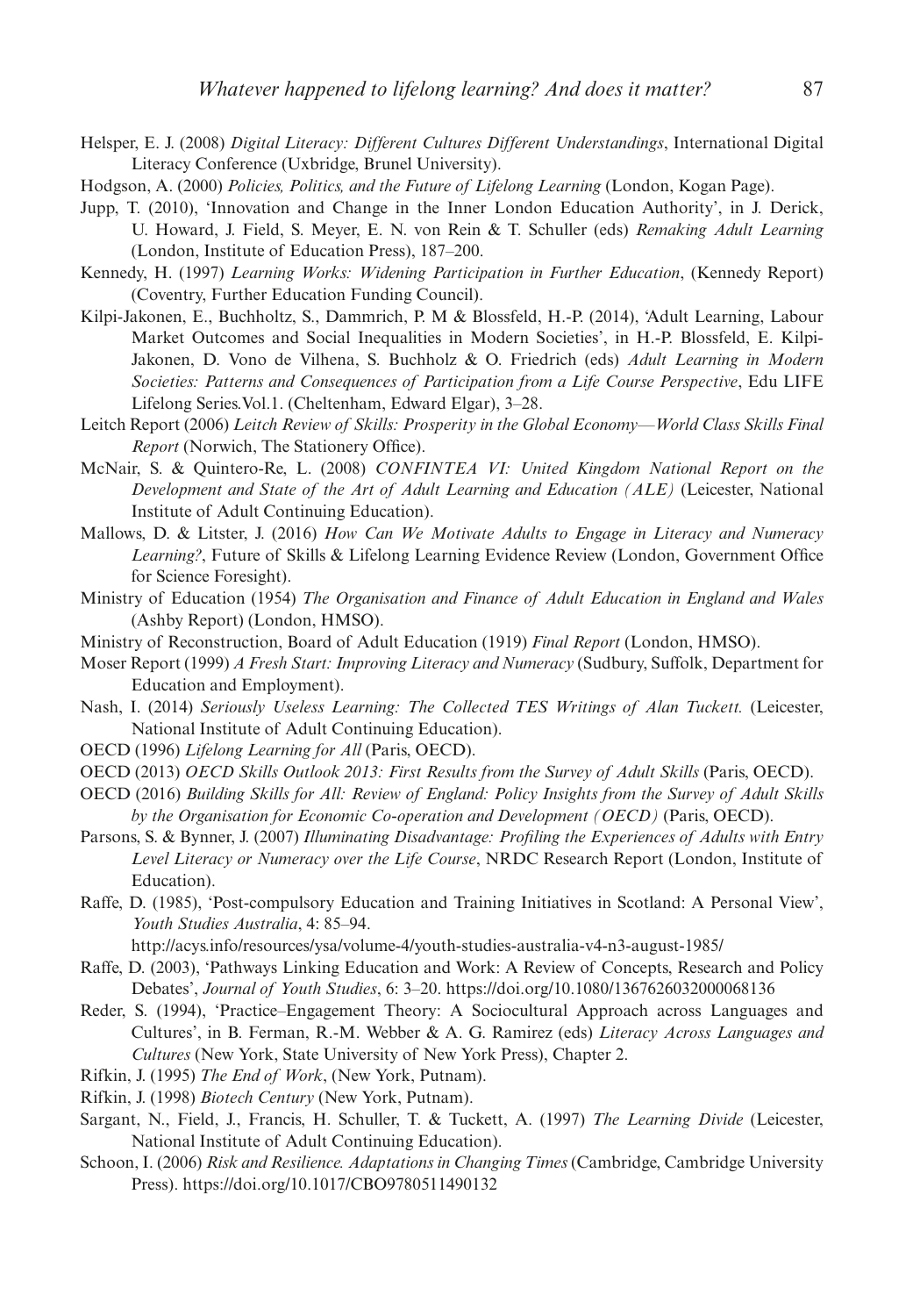Helsper, E. J. (2008) *Digital Literacy: Different Cultures Different Understandings*, International Digital Literacy Conference (Uxbridge, Brunel University).

Hodgson, A. (2000) *Policies, Politics, and the Future of Lifelong Learning* (London, Kogan Page).

Jupp, T. (2010), 'Innovation and Change in the Inner London Education Authority', in J. Derick, U. Howard, J. Field, S. Meyer, E. N. von Rein & T. Schuller (eds) *Remaking Adult Learning* (London, Institute of Education Press), 187–200.

Kennedy, H. (1997) *Learning Works: Widening Participation in Further Education*, (Kennedy Report) (Coventry, Further Education Funding Council).

Kilpi-Jakonen, E., Buchholtz, S., Dammrich, P. M & Blossfeld, H.-P. (2014), 'Adult Learning, Labour Market Outcomes and Social Inequalities in Modern Societies', in H.-P. Blossfeld, E. Kilpi-Jakonen, D. Vono de Vilhena, S. Buchholz & O. Friedrich (eds) *Adult Learning in Modern Societies: Patterns and Consequences of Participation from a Life Course Perspective*, Edu LIFE Lifelong Series.Vol.1. (Cheltenham, Edward Elgar), 3–28.

Leitch Report (2006) *Leitch Review of Skills: Prosperity in the Global Economy—World Class Skills Final Report* (Norwich, The Stationery Office).

McNair, S. & Quintero-Re, L. (2008) *CONFINTEA VI: United Kingdom National Report on the Development and State of the Art of Adult Learning and Education (ALE)* (Leicester, National Institute of Adult Continuing Education).

Mallows, D. & Litster, J. (2016) *How Can We Motivate Adults to Engage in Literacy and Numeracy Learning?*, Future of Skills & Lifelong Learning Evidence Review (London, Government Office for Science Foresight).

Ministry of Education (1954) *The Organisation and Finance of Adult Education in England and Wales* (Ashby Report) (London, HMSO).

Ministry of Reconstruction, Board of Adult Education (1919) *Final Report* (London, HMSO).

Moser Report (1999) *A Fresh Start: Improving Literacy and Numeracy* (Sudbury, Suffolk, Department for Education and Employment).

Nash, I. (2014) *Seriously Useless Learning: The Collected TES Writings of Alan Tuckett.* (Leicester, National Institute of Adult Continuing Education).

OECD (1996) *Lifelong Learning for All* (Paris, OECD).

OECD (2013) *OECD Skills Outlook 2013: First Results from the Survey of Adult Skills* (Paris, OECD).

OECD (2016) *Building Skills for All: Review of England: Policy Insights from the Survey of Adult Skills by the Organisation for Economic Co-operation and Development (OECD)* (Paris, OECD).

Parsons, S. & Bynner, J. (2007) *Illuminating Disadvantage: Profiling the Experiences of Adults with Entry Level Literacy or Numeracy over the Life Course*, NRDC Research Report (London, Institute of Education).

Raffe, D. (1985), 'Post-compulsory Education and Training Initiatives in Scotland: A Personal View', *Youth Studies Australia*, 4: 85–94. http://acys.info/resources/ysa/volume-4/youth-studies-australia-v4-n3-august-1985/

Raffe, D. (2003), 'Pathways Linking Education and Work: A Review of Concepts, Research and Policy Debates', *Journal of Youth Studies*, 6: 3–20. https://doi.org/10.1080/1367626032000068136

Reder, S. (1994), 'Practice–Engagement Theory: A Sociocultural Approach across Languages and Cultures', in B. Ferman, R.-M. Webber & A. G. Ramirez (eds) *Literacy Across Languages and Cultures* (New York, State University of New York Press), Chapter 2.

Rifkin, J. (1995) *The End of Work*, (New York, Putnam).

Rifkin, J. (1998) *Biotech Century* (New York, Putnam).

Sargant, N., Field, J., Francis, H. Schuller, T. & Tuckett, A. (1997) *The Learning Divide* (Leicester, National Institute of Adult Continuing Education).

Schoon, I. (2006) *Risk and Resilience. Adaptations in Changing Times* (Cambridge, Cambridge University Press). https://doi.org/10.1017/CBO9780511490132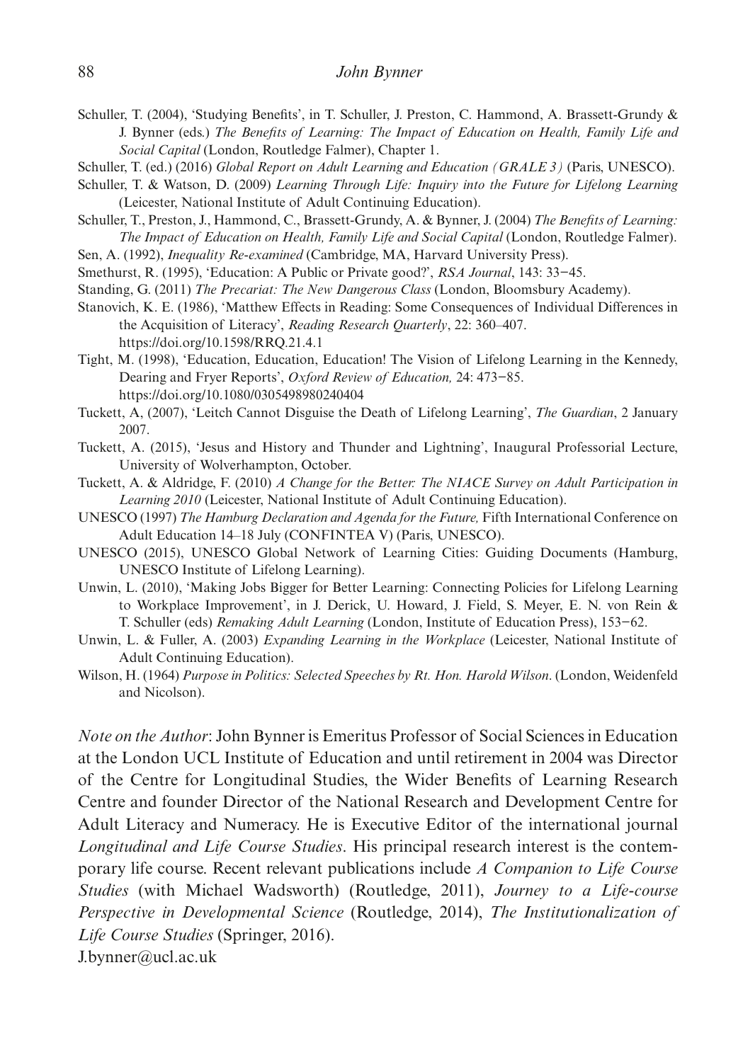Schuller, T. (2004), 'Studying Benefits', in T. Schuller, J. Preston, C. Hammond, A. Brassett-Grundy & J. Bynner (eds.) *The Benefits of Learning: The Impact of Education on Health, Family Life and Social Capital* (London, Routledge Falmer), Chapter 1.

Schuller, T. (ed.) (2016) *Global Report on Adult Learning and Education (GRALE 3)* (Paris, UNESCO).

Schuller, T. & Watson, D. (2009) *Learning Through Life: Inquiry into the Future for Lifelong Learning* (Leicester, National Institute of Adult Continuing Education).

Schuller, T., Preston, J., Hammond, C., Brassett-Grundy, A. & Bynner, J. (2004) *The Benefits of Learning: The Impact of Education on Health, Family Life and Social Capital* (London, Routledge Falmer).

Sen, A. (1992), *Inequality Re-examined* (Cambridge, MA, Harvard University Press).

Smethurst, R. (1995), 'Education: A Public or Private good?', *RSA Journal*, 143: 33−45.

Standing, G. (2011) *The Precariat: The New Dangerous Class* (London, Bloomsbury Academy).

Stanovich, K. E. (1986), 'Matthew Effects in Reading: Some Consequences of Individual Differences in the Acquisition of Literacy', *Reading Research Quarterly*, 22: 360–407. https://doi.org/10.1598/RRQ.21.4.1

Tight, M. (1998), 'Education, Education, Education! The Vision of Lifelong Learning in the Kennedy, Dearing and Fryer Reports', *Oxford Review of Education,* 24: 473−85. https://doi.org/10.1080/0305498980240404

Tuckett, A, (2007), 'Leitch Cannot Disguise the Death of Lifelong Learning', *The Guardian*, 2 January 2007.

Tuckett, A. (2015), 'Jesus and History and Thunder and Lightning', Inaugural Professorial Lecture, University of Wolverhampton, October.

Tuckett, A. & Aldridge, F. (2010) *A Change for the Better: The NIACE Survey on Adult Participation in Learning 2010* (Leicester, National Institute of Adult Continuing Education).

UNESCO (1997) *The Hamburg Declaration and Agenda for the Future,* Fifth International Conference on Adult Education 14–18 July (CONFINTEA V) (Paris, UNESCO).

UNESCO (2015), UNESCO Global Network of Learning Cities: Guiding Documents (Hamburg, UNESCO Institute of Lifelong Learning).

Unwin, L. (2010), 'Making Jobs Bigger for Better Learning: Connecting Policies for Lifelong Learning to Workplace Improvement', in J. Derick, U. Howard, J. Field, S. Meyer, E. N. von Rein & T. Schuller (eds) *Remaking Adult Learning* (London, Institute of Education Press), 153−62.

Unwin, L. & Fuller, A. (2003) *Expanding Learning in the Workplace* (Leicester, National Institute of Adult Continuing Education).

Wilson, H. (1964) *Purpose in Politics: Selected Speeches by Rt. Hon. Harold Wilson*. (London, Weidenfeld and Nicolson).

*Note on the Author*: John Bynner is Emeritus Professor of Social Sciences in Education at the London UCL Institute of Education and until retirement in 2004 was Director of the Centre for Longitudinal Studies, the Wider Benefits of Learning Research Centre and founder Director of the National Research and Development Centre for Adult Literacy and Numeracy. He is Executive Editor of the international journal *Longitudinal and Life Course Studies*. His principal research interest is the contemporary life course. Recent relevant publications include *A Companion to Life Course Studies* (with Michael Wadsworth) (Routledge, 2011), *Journey to a Life-course Perspective in Developmental Science* (Routledge, 2014), *The Institutionalization of Life Course Studies* (Springer, 2016).
J.bynner@ucl.ac.uk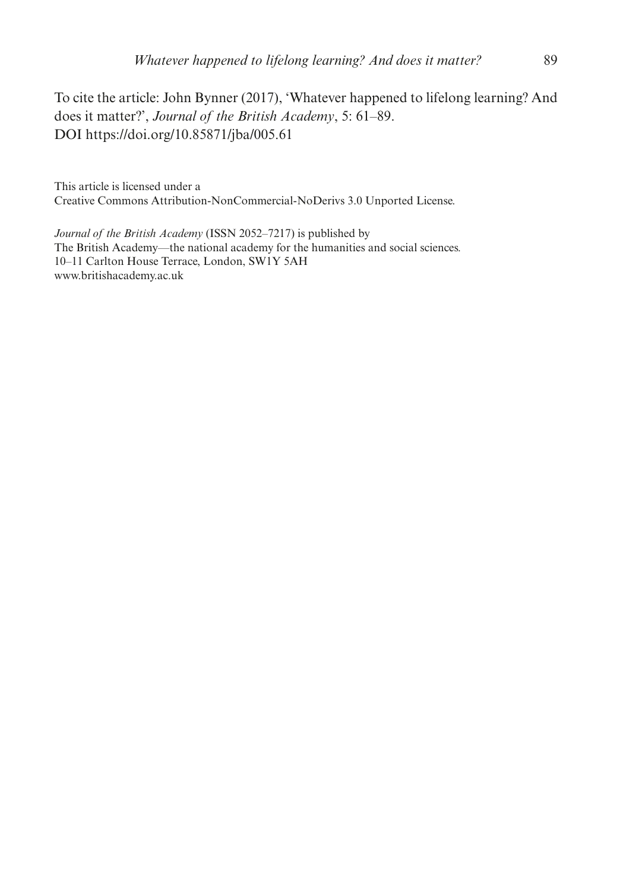To cite the article: John Bynner (2017), 'Whatever happened to lifelong learning? And does it matter?', *Journal of the British Academy*, 5: 61–89.
DOI https://doi.org/10.85871/jba/005.61

This article is licensed under a
Creative Commons Attribution-NonCommercial-NoDerivs 3.0 Unported License.

*Journal of the British Academy* (ISSN 2052–7217) is published by
The British Academy—the national academy for the humanities and social sciences.
10–11 Carlton House Terrace, London, SW1Y 5AH
www.britishacademy.ac.uk